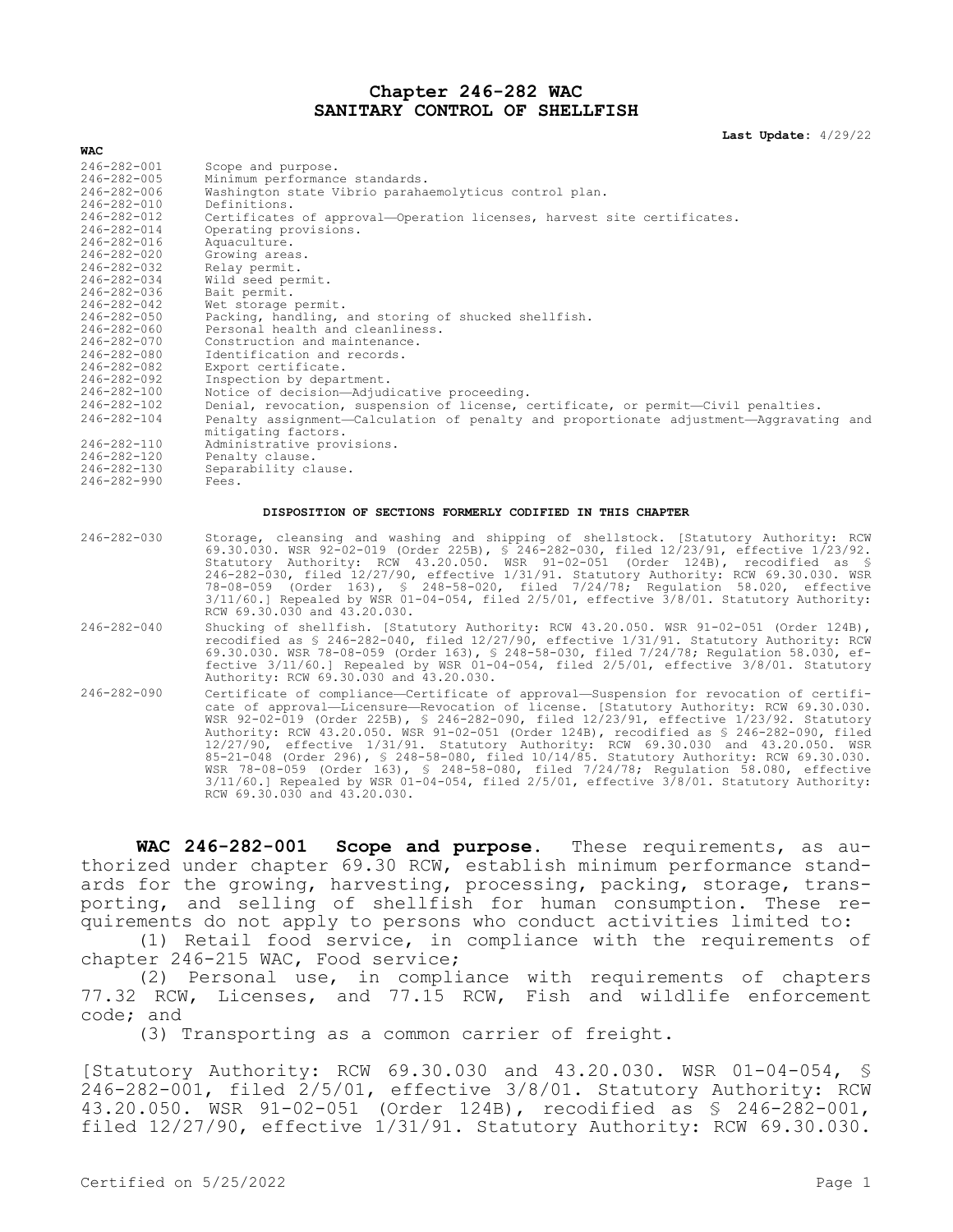# Chapter 246-282 WAC
# SANITARY CONTROL OF SHELLFISH

**Last Update:** 4/29/22

| WAC | |
|---|---|
| 246-282-001 | Scope and purpose. |
| 246-282-005 | Minimum performance standards. |
| 246-282-006 | Washington state Vibrio parahaemolyticus control plan. |
| 246-282-010 | Definitions. |
| 246-282-012 | Certificates of approval—Operation licenses, harvest site certificates. |
| 246-282-014 | Operating provisions. |
| 246-282-016 | Aquaculture. |
| 246-282-020 | Growing areas. |
| 246-282-032 | Relay permit. |
| 246-282-034 | Wild seed permit. |
| 246-282-036 | Bait permit. |
| 246-282-042 | Wet storage permit. |
| 246-282-050 | Packing, handling, and storing of shucked shellfish. |
| 246-282-060 | Personal health and cleanliness. |
| 246-282-070 | Construction and maintenance. |
| 246-282-080 | Identification and records. |
| 246-282-082 | Export certificate. |
| 246-282-092 | Inspection by department. |
| 246-282-100 | Notice of decision—Adjudicative proceeding. |
| 246-282-102 | Denial, revocation, suspension of license, certificate, or permit—Civil penalties. |
| 246-282-104 | Penalty assignment—Calculation of penalty and proportionate adjustment—Aggravating and mitigating factors. |
| 246-282-110 | Administrative provisions. |
| 246-282-120 | Penalty clause. |
| 246-282-130 | Separability clause. |
| 246-282-990 | Fees. |

**DISPOSITION OF SECTIONS FORMERLY CODIFIED IN THIS CHAPTER**

| | |
|---|---|
| 246-282-030 | Storage, cleansing and washing and shipping of shellstock. [Statutory Authority: RCW 69.30.030. WSR 92-02-019 (Order 225B), § 246-282-030, filed 12/23/91, effective 1/23/92. Statutory Authority: RCW 43.20.050. WSR 91-02-051 (Order 124B), recodified as § 246-282-030, filed 12/27/90, effective 1/31/91. Statutory Authority: RCW 69.30.030. WSR 78-08-059 (Order 163), § 248-58-020, filed 7/24/78; Regulation 58.020, effective 3/11/60.] Repealed by WSR 01-04-054, filed 2/5/01, effective 3/8/01. Statutory Authority: RCW 69.30.030 and 43.20.030. |
| 246-282-040 | Shucking of shellfish. [Statutory Authority: RCW 43.20.050. WSR 91-02-051 (Order 124B), recodified as § 246-282-040, filed 12/27/90, effective 1/31/91. Statutory Authority: RCW 69.30.030. WSR 78-08-059 (Order 163), § 248-58-030, filed 7/24/78; Regulation 58.030, effective 3/11/60.] Repealed by WSR 01-04-054, filed 2/5/01, effective 3/8/01. Statutory Authority: RCW 69.30.030 and 43.20.030. |
| 246-282-090 | Certificate of compliance—Certificate of approval—Suspension for revocation of certificate of approval—Licensure—Revocation of license. [Statutory Authority: RCW 69.30.030. WSR 92-02-019 (Order 225B), § 246-282-090, filed 12/23/91, effective 1/23/92. Statutory Authority: RCW 43.20.050. WSR 91-02-051 (Order 124B), recodified as § 246-282-090, filed 12/27/90, effective 1/31/91. Statutory Authority: RCW 69.30.030 and 43.20.050. WSR 85-21-048 (Order 296), § 248-58-080, filed 10/14/85. Statutory Authority: RCW 69.30.030. WSR 78-08-059 (Order 163), § 248-58-080, filed 7/24/78; Regulation 58.080, effective 3/11/60.] Repealed by WSR 01-04-054, filed 2/5/01, effective 3/8/01. Statutory Authority: RCW 69.30.030 and 43.20.030. |

**WAC 246-282-001 Scope and purpose.** These requirements, as authorized under chapter 69.30 RCW, establish minimum performance standards for the growing, harvesting, processing, packing, storage, transporting, and selling of shellfish for human consumption. These requirements do not apply to persons who conduct activities limited to:

(1) Retail food service, in compliance with the requirements of chapter 246-215 WAC, Food service;

(2) Personal use, in compliance with requirements of chapters 77.32 RCW, Licenses, and 77.15 RCW, Fish and wildlife enforcement code; and

(3) Transporting as a common carrier of freight.

[Statutory Authority: RCW 69.30.030 and 43.20.030. WSR 01-04-054, § 246-282-001, filed 2/5/01, effective 3/8/01. Statutory Authority: RCW 43.20.050. WSR 91-02-051 (Order 124B), recodified as § 246-282-001, filed 12/27/90, effective 1/31/91. Statutory Authority: RCW 69.30.030.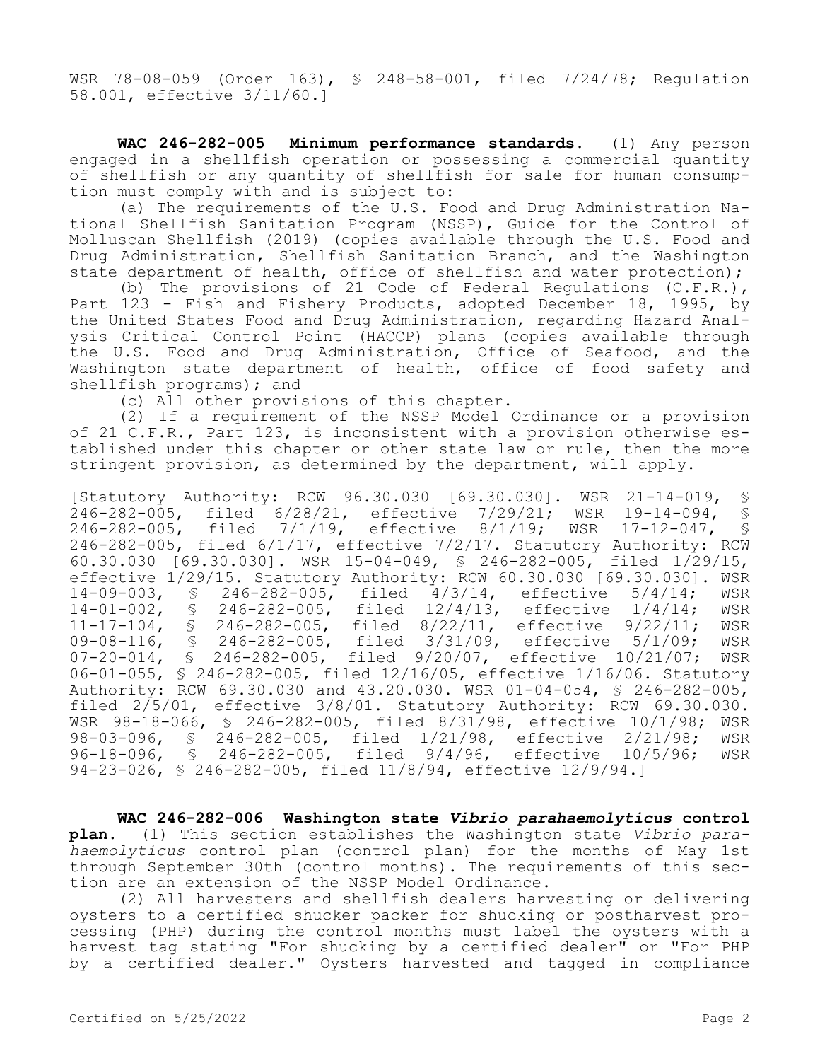WSR 78-08-059 (Order 163), § 248-58-001, filed 7/24/78; Regulation 58.001, effective 3/11/60.]

**WAC 246-282-005 Minimum performance standards.** (1) Any person engaged in a shellfish operation or possessing a commercial quantity of shellfish or any quantity of shellfish for sale for human consumption must comply with and is subject to:

(a) The requirements of the U.S. Food and Drug Administration National Shellfish Sanitation Program (NSSP), Guide for the Control of Molluscan Shellfish (2019) (copies available through the U.S. Food and Drug Administration, Shellfish Sanitation Branch, and the Washington state department of health, office of shellfish and water protection);

(b) The provisions of 21 Code of Federal Regulations (C.F.R.), Part 123 - Fish and Fishery Products, adopted December 18, 1995, by the United States Food and Drug Administration, regarding Hazard Analysis Critical Control Point (HACCP) plans (copies available through the U.S. Food and Drug Administration, Office of Seafood, and the Washington state department of health, office of food safety and shellfish programs); and

(c) All other provisions of this chapter.

(2) If a requirement of the NSSP Model Ordinance or a provision of 21 C.F.R., Part 123, is inconsistent with a provision otherwise established under this chapter or other state law or rule, then the more stringent provision, as determined by the department, will apply.

[Statutory Authority: RCW 96.30.030 [69.30.030]. WSR 21-14-019, § 246-282-005, filed 6/28/21, effective 7/29/21; WSR 19-14-094, § 246-282-005, filed 7/1/19, effective 8/1/19; WSR 17-12-047, § 246-282-005, filed 6/1/17, effective 7/2/17. Statutory Authority: RCW 60.30.030 [69.30.030]. WSR 15-04-049, § 246-282-005, filed 1/29/15, effective 1/29/15. Statutory Authority: RCW 60.30.030 [69.30.030]. WSR 14-09-003, § 246-282-005, filed 4/3/14, effective 5/4/14; WSR 14-01-002, § 246-282-005, filed 12/4/13, effective 1/4/14; WSR 11-17-104, § 246-282-005, filed 8/22/11, effective 9/22/11; WSR 09-08-116, § 246-282-005, filed 3/31/09, effective 5/1/09; WSR 07-20-014, § 246-282-005, filed 9/20/07, effective 10/21/07; WSR 06-01-055, § 246-282-005, filed 12/16/05, effective 1/16/06. Statutory Authority: RCW 69.30.030 and 43.20.030. WSR 01-04-054, § 246-282-005, filed 2/5/01, effective 3/8/01. Statutory Authority: RCW 69.30.030. WSR 98-18-066, § 246-282-005, filed 8/31/98, effective 10/1/98; WSR 98-03-096, § 246-282-005, filed 1/21/98, effective 2/21/98; WSR 96-18-096, § 246-282-005, filed 9/4/96, effective 10/5/96; WSR 94-23-026, § 246-282-005, filed 11/8/94, effective 12/9/94.]

**WAC 246-282-006 Washington state *Vibrio parahaemolyticus* control plan.** (1) This section establishes the Washington state *Vibrio parahaemolyticus* control plan (control plan) for the months of May 1st through September 30th (control months). The requirements of this section are an extension of the NSSP Model Ordinance.

(2) All harvesters and shellfish dealers harvesting or delivering oysters to a certified shucker packer for shucking or postharvest processing (PHP) during the control months must label the oysters with a harvest tag stating "For shucking by a certified dealer" or "For PHP by a certified dealer." Oysters harvested and tagged in compliance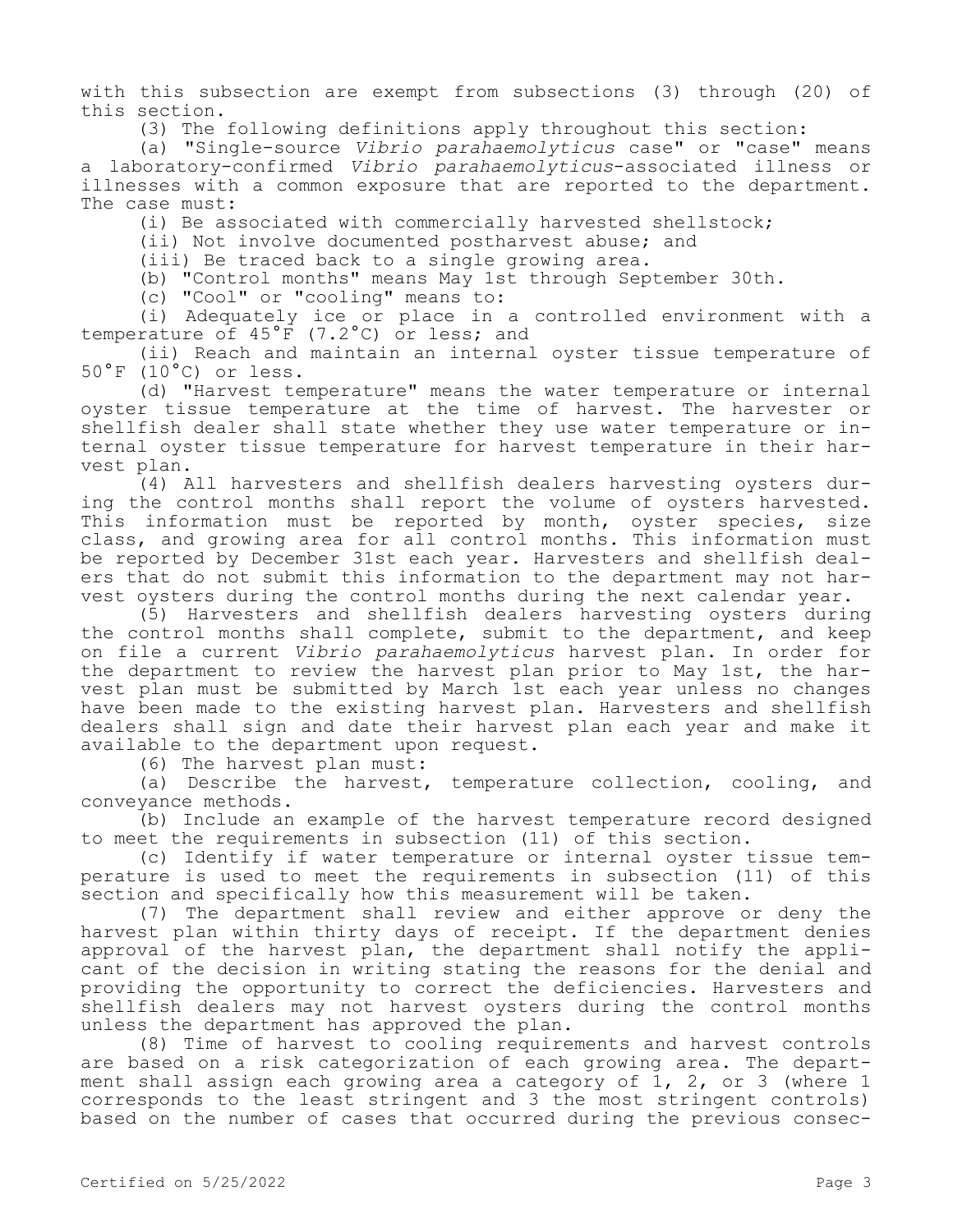with this subsection are exempt from subsections (3) through (20) of this section.

(3) The following definitions apply throughout this section:

(a) "Single-source *Vibrio parahaemolyticus* case" or "case" means a laboratory-confirmed *Vibrio parahaemolyticus*-associated illness or illnesses with a common exposure that are reported to the department. The case must:

(i) Be associated with commercially harvested shellstock;

(ii) Not involve documented postharvest abuse; and

(iii) Be traced back to a single growing area.

(b) "Control months" means May 1st through September 30th.

(c) "Cool" or "cooling" means to:

(i) Adequately ice or place in a controlled environment with a temperature of 45°F (7.2°C) or less; and

(ii) Reach and maintain an internal oyster tissue temperature of 50°F (10°C) or less.

(d) "Harvest temperature" means the water temperature or internal oyster tissue temperature at the time of harvest. The harvester or shellfish dealer shall state whether they use water temperature or internal oyster tissue temperature for harvest temperature in their harvest plan.

(4) All harvesters and shellfish dealers harvesting oysters during the control months shall report the volume of oysters harvested. This information must be reported by month, oyster species, size class, and growing area for all control months. This information must be reported by December 31st each year. Harvesters and shellfish dealers that do not submit this information to the department may not harvest oysters during the control months during the next calendar year.

(5) Harvesters and shellfish dealers harvesting oysters during the control months shall complete, submit to the department, and keep on file a current *Vibrio parahaemolyticus* harvest plan. In order for the department to review the harvest plan prior to May 1st, the harvest plan must be submitted by March 1st each year unless no changes have been made to the existing harvest plan. Harvesters and shellfish dealers shall sign and date their harvest plan each year and make it available to the department upon request.

(6) The harvest plan must:

(a) Describe the harvest, temperature collection, cooling, and conveyance methods.

(b) Include an example of the harvest temperature record designed to meet the requirements in subsection (11) of this section.

(c) Identify if water temperature or internal oyster tissue temperature is used to meet the requirements in subsection (11) of this section and specifically how this measurement will be taken.

(7) The department shall review and either approve or deny the harvest plan within thirty days of receipt. If the department denies approval of the harvest plan, the department shall notify the applicant of the decision in writing stating the reasons for the denial and providing the opportunity to correct the deficiencies. Harvesters and shellfish dealers may not harvest oysters during the control months unless the department has approved the plan.

(8) Time of harvest to cooling requirements and harvest controls are based on a risk categorization of each growing area. The department shall assign each growing area a category of 1, 2, or 3 (where 1 corresponds to the least stringent and 3 the most stringent controls) based on the number of cases that occurred during the previous consec-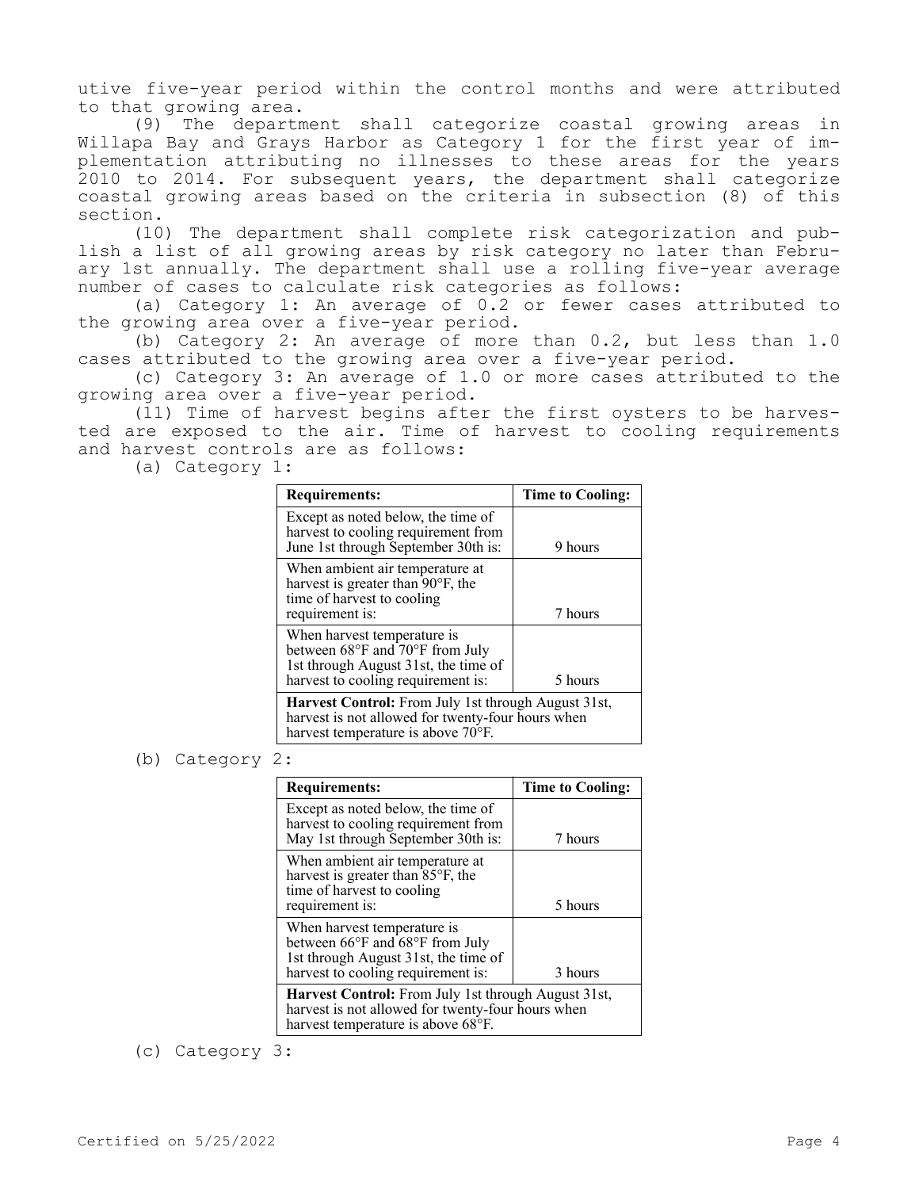utive five-year period within the control months and were attributed to that growing area.

(9) The department shall categorize coastal growing areas in Willapa Bay and Grays Harbor as Category 1 for the first year of implementation attributing no illnesses to these areas for the years 2010 to 2014. For subsequent years, the department shall categorize coastal growing areas based on the criteria in subsection (8) of this section.

(10) The department shall complete risk categorization and publish a list of all growing areas by risk category no later than February 1st annually. The department shall use a rolling five-year average number of cases to calculate risk categories as follows:

(a) Category 1: An average of 0.2 or fewer cases attributed to the growing area over a five-year period.

(b) Category 2: An average of more than 0.2, but less than 1.0 cases attributed to the growing area over a five-year period.

(c) Category 3: An average of 1.0 or more cases attributed to the growing area over a five-year period.

(11) Time of harvest begins after the first oysters to be harvested are exposed to the air. Time of harvest to cooling requirements and harvest controls are as follows:

(a) Category 1:

| **Requirements:** | **Time to Cooling:** |
|---|---|
| Except as noted below, the time of harvest to cooling requirement from June 1st through September 30th is: | 9 hours |
| When ambient air temperature at harvest is greater than 90°F, the time of harvest to cooling requirement is: | 7 hours |
| When harvest temperature is between 68°F and 70°F from July 1st through August 31st, the time of harvest to cooling requirement is: | 5 hours |
| **Harvest Control:** From July 1st through August 31st, harvest is not allowed for twenty-four hours when harvest temperature is above 70°F. | |

(b) Category 2:

| **Requirements:** | **Time to Cooling:** |
|---|---|
| Except as noted below, the time of harvest to cooling requirement from May 1st through September 30th is: | 7 hours |
| When ambient air temperature at harvest is greater than 85°F, the time of harvest to cooling requirement is: | 5 hours |
| When harvest temperature is between 66°F and 68°F from July 1st through August 31st, the time of harvest to cooling requirement is: | 3 hours |
| **Harvest Control:** From July 1st through August 31st, harvest is not allowed for twenty-four hours when harvest temperature is above 68°F. | |

(c) Category 3: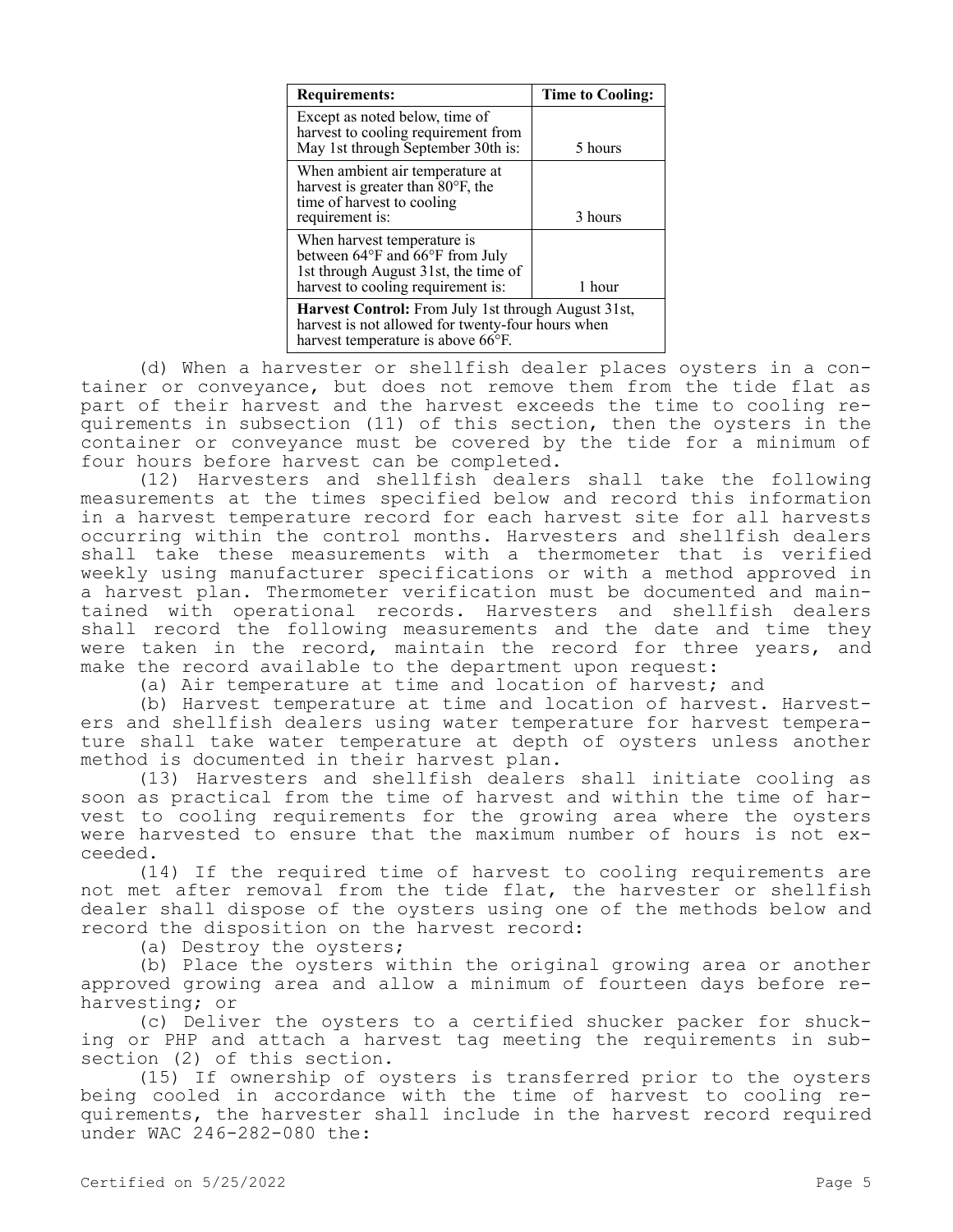| Requirements: | Time to Cooling: |
|---|---|
| Except as noted below, time of harvest to cooling requirement from May 1st through September 30th is: | 5 hours |
| When ambient air temperature at harvest is greater than 80°F, the time of harvest to cooling requirement is: | 3 hours |
| When harvest temperature is between 64°F and 66°F from July 1st through August 31st, the time of harvest to cooling requirement is: | 1 hour |
| **Harvest Control:** From July 1st through August 31st, harvest is not allowed for twenty-four hours when harvest temperature is above 66°F. | |

(d) When a harvester or shellfish dealer places oysters in a container or conveyance, but does not remove them from the tide flat as part of their harvest and the harvest exceeds the time to cooling requirements in subsection (11) of this section, then the oysters in the container or conveyance must be covered by the tide for a minimum of four hours before harvest can be completed.

(12) Harvesters and shellfish dealers shall take the following measurements at the times specified below and record this information in a harvest temperature record for each harvest site for all harvests occurring within the control months. Harvesters and shellfish dealers shall take these measurements with a thermometer that is verified weekly using manufacturer specifications or with a method approved in a harvest plan. Thermometer verification must be documented and maintained with operational records. Harvesters and shellfish dealers shall record the following measurements and the date and time they were taken in the record, maintain the record for three years, and make the record available to the department upon request:

(a) Air temperature at time and location of harvest; and

(b) Harvest temperature at time and location of harvest. Harvesters and shellfish dealers using water temperature for harvest temperature shall take water temperature at depth of oysters unless another method is documented in their harvest plan.

(13) Harvesters and shellfish dealers shall initiate cooling as soon as practical from the time of harvest and within the time of harvest to cooling requirements for the growing area where the oysters were harvested to ensure that the maximum number of hours is not exceeded.

(14) If the required time of harvest to cooling requirements are not met after removal from the tide flat, the harvester or shellfish dealer shall dispose of the oysters using one of the methods below and record the disposition on the harvest record:

(a) Destroy the oysters;

(b) Place the oysters within the original growing area or another approved growing area and allow a minimum of fourteen days before reharvesting; or

(c) Deliver the oysters to a certified shucker packer for shucking or PHP and attach a harvest tag meeting the requirements in subsection (2) of this section.

(15) If ownership of oysters is transferred prior to the oysters being cooled in accordance with the time of harvest to cooling requirements, the harvester shall include in the harvest record required under WAC 246-282-080 the: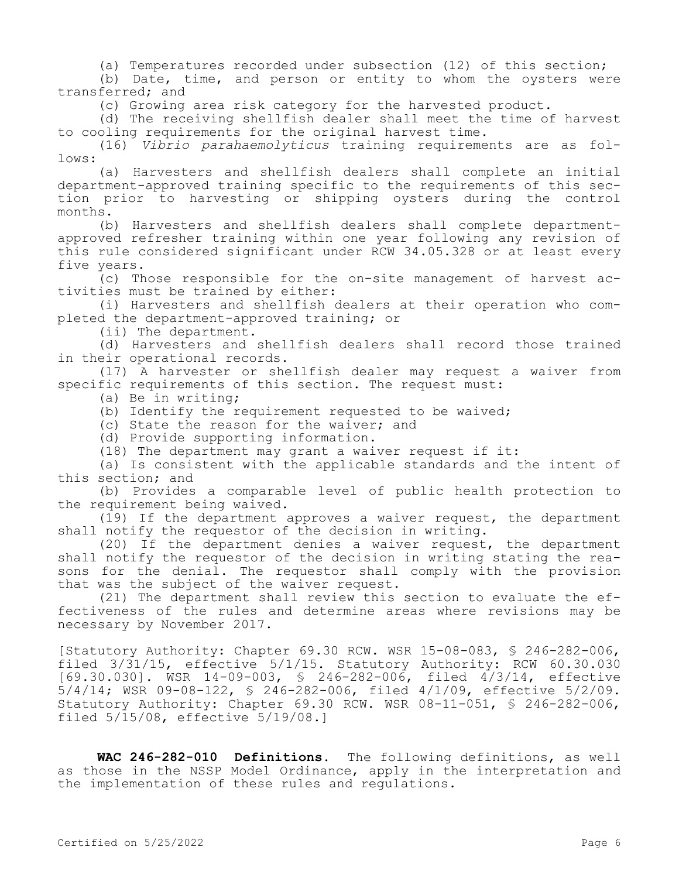(a) Temperatures recorded under subsection (12) of this section;

(b) Date, time, and person or entity to whom the oysters were transferred; and

(c) Growing area risk category for the harvested product.

(d) The receiving shellfish dealer shall meet the time of harvest to cooling requirements for the original harvest time.

(16) *Vibrio parahaemolyticus* training requirements are as follows:

(a) Harvesters and shellfish dealers shall complete an initial department-approved training specific to the requirements of this section prior to harvesting or shipping oysters during the control months.

(b) Harvesters and shellfish dealers shall complete department-approved refresher training within one year following any revision of this rule considered significant under RCW 34.05.328 or at least every five years.

(c) Those responsible for the on-site management of harvest activities must be trained by either:

(i) Harvesters and shellfish dealers at their operation who completed the department-approved training; or

(ii) The department.

(d) Harvesters and shellfish dealers shall record those trained in their operational records.

(17) A harvester or shellfish dealer may request a waiver from specific requirements of this section. The request must:

(a) Be in writing;

(b) Identify the requirement requested to be waived;

(c) State the reason for the waiver; and

(d) Provide supporting information.

(18) The department may grant a waiver request if it:

(a) Is consistent with the applicable standards and the intent of this section; and

(b) Provides a comparable level of public health protection to the requirement being waived.

(19) If the department approves a waiver request, the department shall notify the requestor of the decision in writing.

(20) If the department denies a waiver request, the department shall notify the requestor of the decision in writing stating the reasons for the denial. The requestor shall comply with the provision that was the subject of the waiver request.

(21) The department shall review this section to evaluate the effectiveness of the rules and determine areas where revisions may be necessary by November 2017.

[Statutory Authority: Chapter 69.30 RCW. WSR 15-08-083, § 246-282-006, filed 3/31/15, effective 5/1/15. Statutory Authority: RCW 60.30.030 [69.30.030]. WSR 14-09-003, § 246-282-006, filed 4/3/14, effective 5/4/14; WSR 09-08-122, § 246-282-006, filed 4/1/09, effective 5/2/09. Statutory Authority: Chapter 69.30 RCW. WSR 08-11-051, § 246-282-006, filed 5/15/08, effective 5/19/08.]

**WAC 246-282-010 Definitions.** The following definitions, as well as those in the NSSP Model Ordinance, apply in the interpretation and the implementation of these rules and regulations.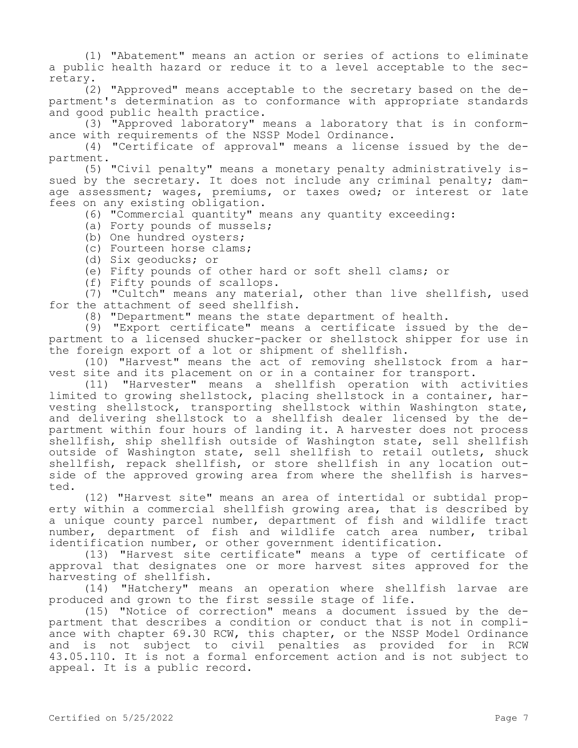(1) "Abatement" means an action or series of actions to eliminate a public health hazard or reduce it to a level acceptable to the secretary.

(2) "Approved" means acceptable to the secretary based on the department's determination as to conformance with appropriate standards and good public health practice.

(3) "Approved laboratory" means a laboratory that is in conformance with requirements of the NSSP Model Ordinance.

(4) "Certificate of approval" means a license issued by the department.

(5) "Civil penalty" means a monetary penalty administratively issued by the secretary. It does not include any criminal penalty; damage assessment; wages, premiums, or taxes owed; or interest or late fees on any existing obligation.

(6) "Commercial quantity" means any quantity exceeding:

(a) Forty pounds of mussels;

(b) One hundred oysters;

(c) Fourteen horse clams;

(d) Six geoducks; or

(e) Fifty pounds of other hard or soft shell clams; or

(f) Fifty pounds of scallops.

(7) "Cultch" means any material, other than live shellfish, used for the attachment of seed shellfish.

(8) "Department" means the state department of health.

(9) "Export certificate" means a certificate issued by the department to a licensed shucker-packer or shellstock shipper for use in the foreign export of a lot or shipment of shellfish.

(10) "Harvest" means the act of removing shellstock from a harvest site and its placement on or in a container for transport.

(11) "Harvester" means a shellfish operation with activities limited to growing shellstock, placing shellstock in a container, harvesting shellstock, transporting shellstock within Washington state, and delivering shellstock to a shellfish dealer licensed by the department within four hours of landing it. A harvester does not process shellfish, ship shellfish outside of Washington state, sell shellfish outside of Washington state, sell shellfish to retail outlets, shuck shellfish, repack shellfish, or store shellfish in any location outside of the approved growing area from where the shellfish is harvested.

(12) "Harvest site" means an area of intertidal or subtidal property within a commercial shellfish growing area, that is described by a unique county parcel number, department of fish and wildlife tract number, department of fish and wildlife catch area number, tribal identification number, or other government identification.

(13) "Harvest site certificate" means a type of certificate of approval that designates one or more harvest sites approved for the harvesting of shellfish.

(14) "Hatchery" means an operation where shellfish larvae are produced and grown to the first sessile stage of life.

(15) "Notice of correction" means a document issued by the department that describes a condition or conduct that is not in compliance with chapter 69.30 RCW, this chapter, or the NSSP Model Ordinance and is not subject to civil penalties as provided for in RCW 43.05.110. It is not a formal enforcement action and is not subject to appeal. It is a public record.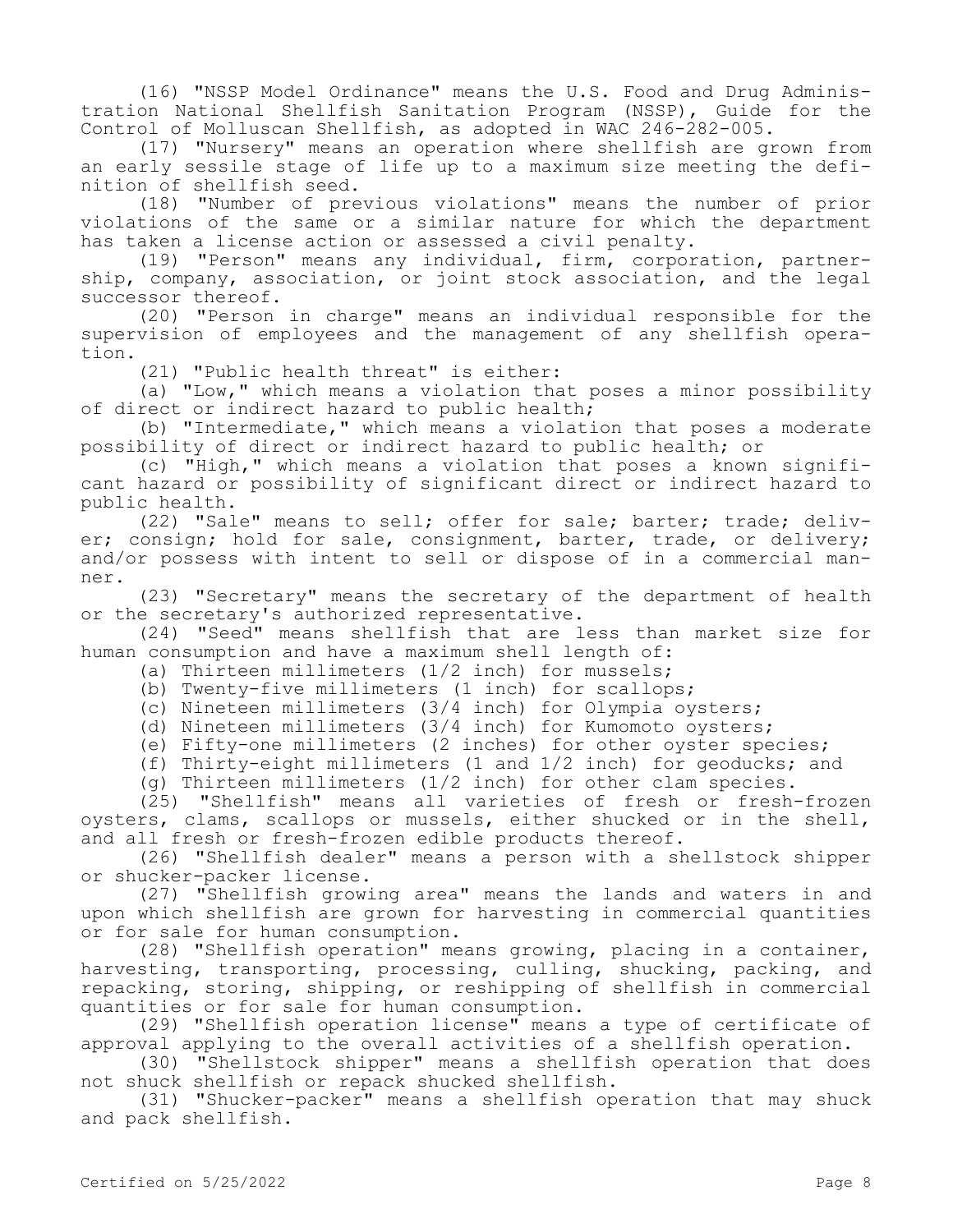(16) "NSSP Model Ordinance" means the U.S. Food and Drug Administration National Shellfish Sanitation Program (NSSP), Guide for the Control of Molluscan Shellfish, as adopted in WAC 246-282-005.

(17) "Nursery" means an operation where shellfish are grown from an early sessile stage of life up to a maximum size meeting the definition of shellfish seed.

(18) "Number of previous violations" means the number of prior violations of the same or a similar nature for which the department has taken a license action or assessed a civil penalty.

(19) "Person" means any individual, firm, corporation, partnership, company, association, or joint stock association, and the legal successor thereof.

(20) "Person in charge" means an individual responsible for the supervision of employees and the management of any shellfish operation.

(21) "Public health threat" is either:

(a) "Low," which means a violation that poses a minor possibility of direct or indirect hazard to public health;

(b) "Intermediate," which means a violation that poses a moderate possibility of direct or indirect hazard to public health; or

(c) "High," which means a violation that poses a known significant hazard or possibility of significant direct or indirect hazard to public health.

(22) "Sale" means to sell; offer for sale; barter; trade; deliver; consign; hold for sale, consignment, barter, trade, or delivery; and/or possess with intent to sell or dispose of in a commercial manner.

(23) "Secretary" means the secretary of the department of health or the secretary's authorized representative.

(24) "Seed" means shellfish that are less than market size for human consumption and have a maximum shell length of:

(a) Thirteen millimeters (1/2 inch) for mussels;

(b) Twenty-five millimeters (1 inch) for scallops;

(c) Nineteen millimeters (3/4 inch) for Olympia oysters;

(d) Nineteen millimeters (3/4 inch) for Kumomoto oysters;

(e) Fifty-one millimeters (2 inches) for other oyster species;

(f) Thirty-eight millimeters (1 and 1/2 inch) for geoducks; and

(g) Thirteen millimeters (1/2 inch) for other clam species.

(25) "Shellfish" means all varieties of fresh or fresh-frozen oysters, clams, scallops or mussels, either shucked or in the shell, and all fresh or fresh-frozen edible products thereof.

(26) "Shellfish dealer" means a person with a shellstock shipper or shucker-packer license.

(27) "Shellfish growing area" means the lands and waters in and upon which shellfish are grown for harvesting in commercial quantities or for sale for human consumption.

(28) "Shellfish operation" means growing, placing in a container, harvesting, transporting, processing, culling, shucking, packing, and repacking, storing, shipping, or reshipping of shellfish in commercial quantities or for sale for human consumption.

(29) "Shellfish operation license" means a type of certificate of approval applying to the overall activities of a shellfish operation.

(30) "Shellstock shipper" means a shellfish operation that does not shuck shellfish or repack shucked shellfish.

(31) "Shucker-packer" means a shellfish operation that may shuck and pack shellfish.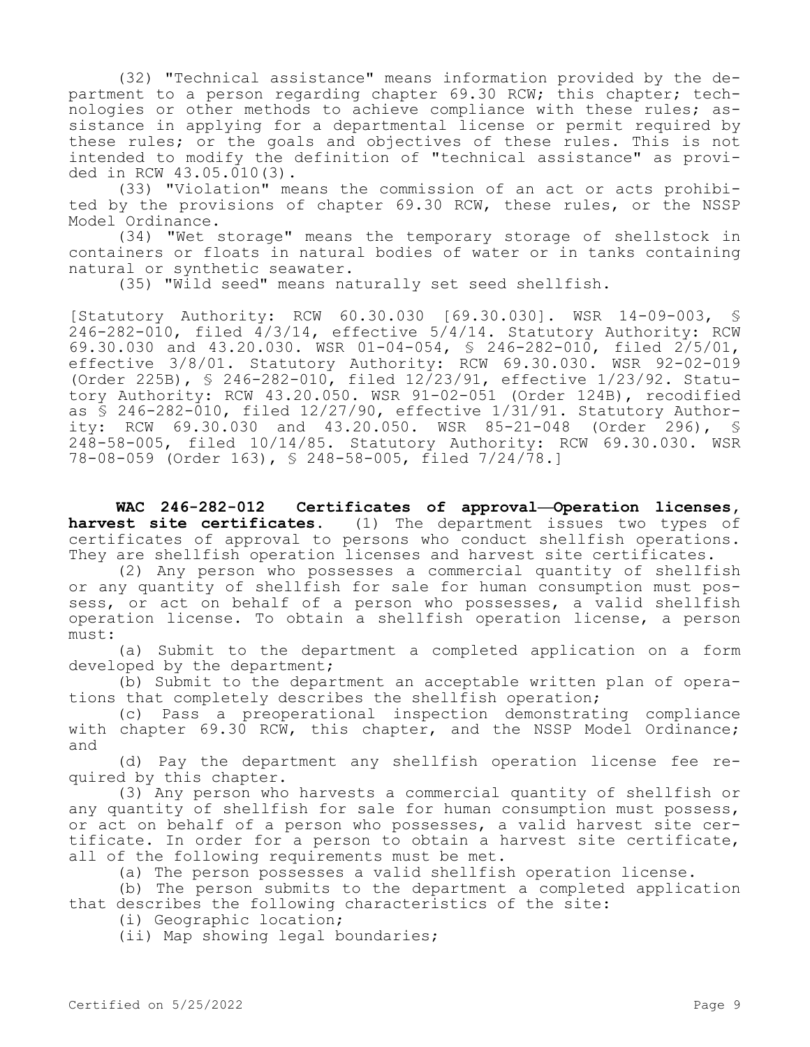(32) "Technical assistance" means information provided by the department to a person regarding chapter 69.30 RCW; this chapter; technologies or other methods to achieve compliance with these rules; assistance in applying for a departmental license or permit required by these rules; or the goals and objectives of these rules. This is not intended to modify the definition of "technical assistance" as provided in RCW 43.05.010(3).

(33) "Violation" means the commission of an act or acts prohibited by the provisions of chapter 69.30 RCW, these rules, or the NSSP Model Ordinance.

(34) "Wet storage" means the temporary storage of shellstock in containers or floats in natural bodies of water or in tanks containing natural or synthetic seawater.

(35) "Wild seed" means naturally set seed shellfish.

[Statutory Authority: RCW 60.30.030 [69.30.030]. WSR 14-09-003, § 246-282-010, filed 4/3/14, effective 5/4/14. Statutory Authority: RCW 69.30.030 and 43.20.030. WSR 01-04-054, § 246-282-010, filed 2/5/01, effective 3/8/01. Statutory Authority: RCW 69.30.030. WSR 92-02-019 (Order 225B), § 246-282-010, filed 12/23/91, effective 1/23/92. Statutory Authority: RCW 43.20.050. WSR 91-02-051 (Order 124B), recodified as § 246-282-010, filed 12/27/90, effective 1/31/91. Statutory Authority: RCW 69.30.030 and 43.20.050. WSR 85-21-048 (Order 296), § 248-58-005, filed 10/14/85. Statutory Authority: RCW 69.30.030. WSR 78-08-059 (Order 163), § 248-58-005, filed 7/24/78.]

**WAC 246-282-012 Certificates of approval—Operation licenses, harvest site certificates.** (1) The department issues two types of certificates of approval to persons who conduct shellfish operations. They are shellfish operation licenses and harvest site certificates.

(2) Any person who possesses a commercial quantity of shellfish or any quantity of shellfish for sale for human consumption must possess, or act on behalf of a person who possesses, a valid shellfish operation license. To obtain a shellfish operation license, a person must:

(a) Submit to the department a completed application on a form developed by the department;

(b) Submit to the department an acceptable written plan of operations that completely describes the shellfish operation;

(c) Pass a preoperational inspection demonstrating compliance with chapter 69.30 RCW, this chapter, and the NSSP Model Ordinance; and

(d) Pay the department any shellfish operation license fee required by this chapter.

(3) Any person who harvests a commercial quantity of shellfish or any quantity of shellfish for sale for human consumption must possess, or act on behalf of a person who possesses, a valid harvest site certificate. In order for a person to obtain a harvest site certificate, all of the following requirements must be met.

(a) The person possesses a valid shellfish operation license.

(b) The person submits to the department a completed application that describes the following characteristics of the site:

(i) Geographic location;

(ii) Map showing legal boundaries;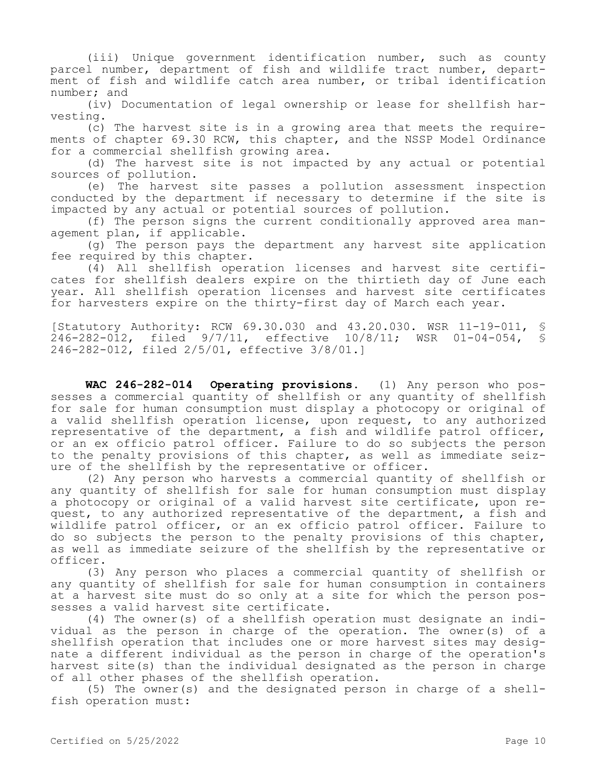(iii) Unique government identification number, such as county parcel number, department of fish and wildlife tract number, department of fish and wildlife catch area number, or tribal identification number; and

(iv) Documentation of legal ownership or lease for shellfish harvesting.

(c) The harvest site is in a growing area that meets the requirements of chapter 69.30 RCW, this chapter, and the NSSP Model Ordinance for a commercial shellfish growing area.

(d) The harvest site is not impacted by any actual or potential sources of pollution.

(e) The harvest site passes a pollution assessment inspection conducted by the department if necessary to determine if the site is impacted by any actual or potential sources of pollution.

(f) The person signs the current conditionally approved area management plan, if applicable.

(g) The person pays the department any harvest site application fee required by this chapter.

(4) All shellfish operation licenses and harvest site certificates for shellfish dealers expire on the thirtieth day of June each year. All shellfish operation licenses and harvest site certificates for harvesters expire on the thirty-first day of March each year.

[Statutory Authority: RCW 69.30.030 and 43.20.030. WSR 11-19-011, § 246-282-012, filed 9/7/11, effective 10/8/11; WSR 01-04-054, § 246-282-012, filed 2/5/01, effective 3/8/01.]

**WAC 246-282-014 Operating provisions.** (1) Any person who possesses a commercial quantity of shellfish or any quantity of shellfish for sale for human consumption must display a photocopy or original of a valid shellfish operation license, upon request, to any authorized representative of the department, a fish and wildlife patrol officer, or an ex officio patrol officer. Failure to do so subjects the person to the penalty provisions of this chapter, as well as immediate seizure of the shellfish by the representative or officer.

(2) Any person who harvests a commercial quantity of shellfish or any quantity of shellfish for sale for human consumption must display a photocopy or original of a valid harvest site certificate, upon request, to any authorized representative of the department, a fish and wildlife patrol officer, or an ex officio patrol officer. Failure to do so subjects the person to the penalty provisions of this chapter, as well as immediate seizure of the shellfish by the representative or officer.

(3) Any person who places a commercial quantity of shellfish or any quantity of shellfish for sale for human consumption in containers at a harvest site must do so only at a site for which the person possesses a valid harvest site certificate.

(4) The owner(s) of a shellfish operation must designate an individual as the person in charge of the operation. The owner(s) of a shellfish operation that includes one or more harvest sites may designate a different individual as the person in charge of the operation's harvest site(s) than the individual designated as the person in charge of all other phases of the shellfish operation.

(5) The owner(s) and the designated person in charge of a shellfish operation must: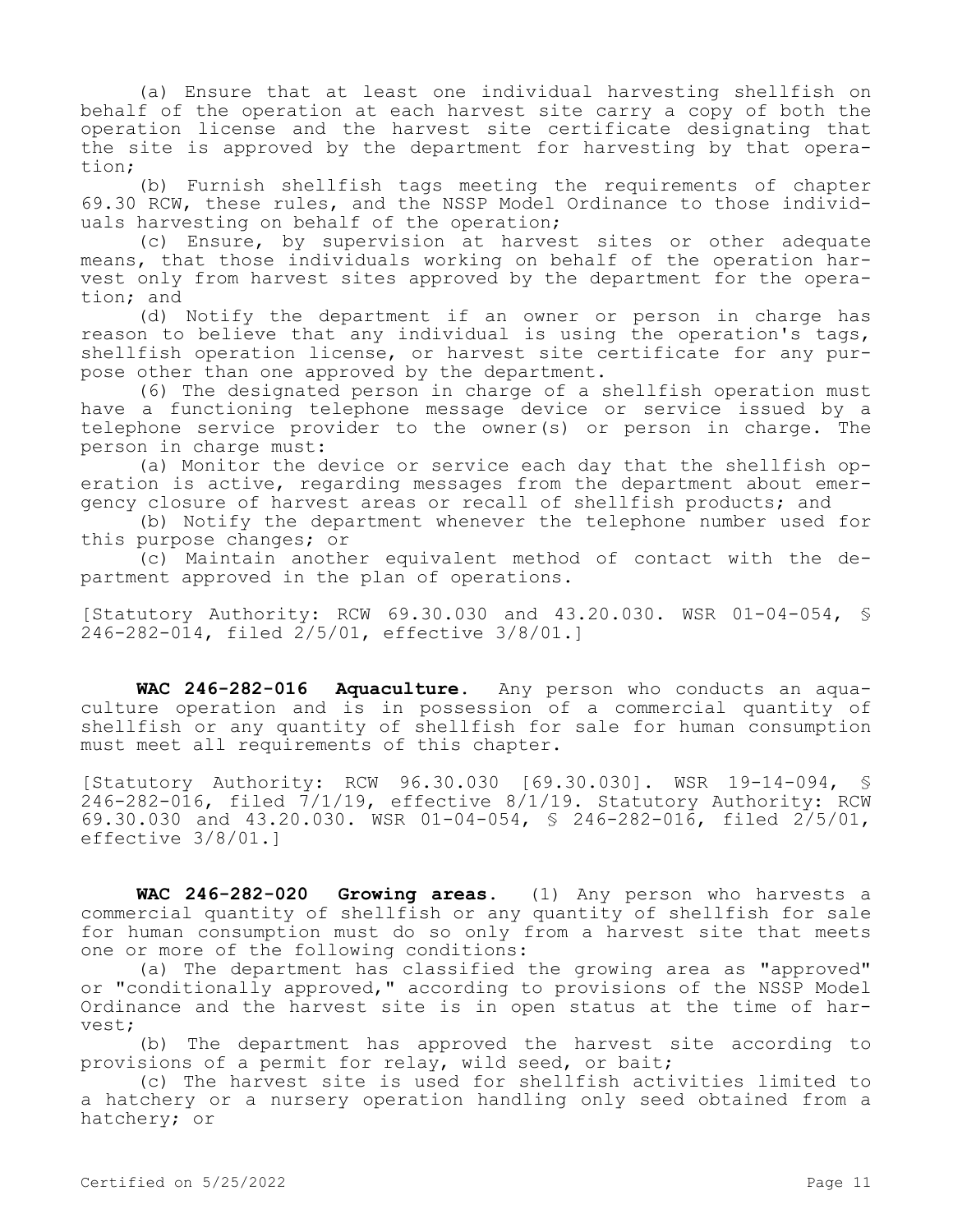(a) Ensure that at least one individual harvesting shellfish on behalf of the operation at each harvest site carry a copy of both the operation license and the harvest site certificate designating that the site is approved by the department for harvesting by that operation;

(b) Furnish shellfish tags meeting the requirements of chapter 69.30 RCW, these rules, and the NSSP Model Ordinance to those individuals harvesting on behalf of the operation;

(c) Ensure, by supervision at harvest sites or other adequate means, that those individuals working on behalf of the operation harvest only from harvest sites approved by the department for the operation; and

(d) Notify the department if an owner or person in charge has reason to believe that any individual is using the operation's tags, shellfish operation license, or harvest site certificate for any purpose other than one approved by the department.

(6) The designated person in charge of a shellfish operation must have a functioning telephone message device or service issued by a telephone service provider to the owner(s) or person in charge. The person in charge must:

(a) Monitor the device or service each day that the shellfish operation is active, regarding messages from the department about emergency closure of harvest areas or recall of shellfish products; and

(b) Notify the department whenever the telephone number used for this purpose changes; or

(c) Maintain another equivalent method of contact with the department approved in the plan of operations.

[Statutory Authority: RCW 69.30.030 and 43.20.030. WSR 01-04-054, § 246-282-014, filed 2/5/01, effective 3/8/01.]

**WAC 246-282-016 Aquaculture.** Any person who conducts an aquaculture operation and is in possession of a commercial quantity of shellfish or any quantity of shellfish for sale for human consumption must meet all requirements of this chapter.

[Statutory Authority: RCW 96.30.030 [69.30.030]. WSR 19-14-094, § 246-282-016, filed 7/1/19, effective 8/1/19. Statutory Authority: RCW 69.30.030 and 43.20.030. WSR 01-04-054, § 246-282-016, filed 2/5/01, effective 3/8/01.]

**WAC 246-282-020 Growing areas.** (1) Any person who harvests a commercial quantity of shellfish or any quantity of shellfish for sale for human consumption must do so only from a harvest site that meets one or more of the following conditions:

(a) The department has classified the growing area as "approved" or "conditionally approved," according to provisions of the NSSP Model Ordinance and the harvest site is in open status at the time of harvest;

(b) The department has approved the harvest site according to provisions of a permit for relay, wild seed, or bait;

(c) The harvest site is used for shellfish activities limited to a hatchery or a nursery operation handling only seed obtained from a hatchery; or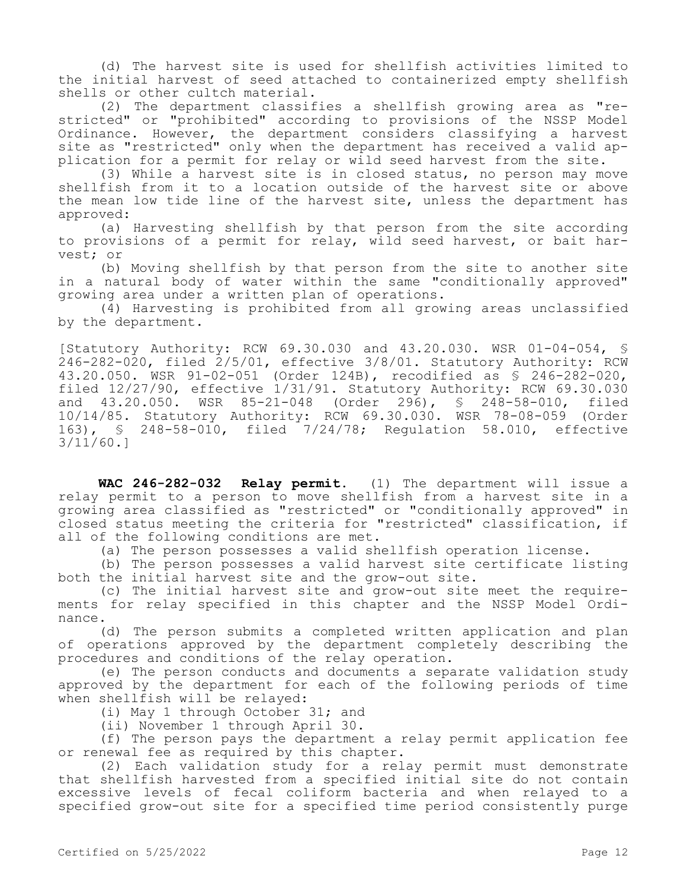(d) The harvest site is used for shellfish activities limited to the initial harvest of seed attached to containerized empty shellfish shells or other cultch material.

(2) The department classifies a shellfish growing area as "restricted" or "prohibited" according to provisions of the NSSP Model Ordinance. However, the department considers classifying a harvest site as "restricted" only when the department has received a valid application for a permit for relay or wild seed harvest from the site.

(3) While a harvest site is in closed status, no person may move shellfish from it to a location outside of the harvest site or above the mean low tide line of the harvest site, unless the department has approved:

(a) Harvesting shellfish by that person from the site according to provisions of a permit for relay, wild seed harvest, or bait harvest; or

(b) Moving shellfish by that person from the site to another site in a natural body of water within the same "conditionally approved" growing area under a written plan of operations.

(4) Harvesting is prohibited from all growing areas unclassified by the department.

[Statutory Authority: RCW 69.30.030 and 43.20.030. WSR 01-04-054, § 246-282-020, filed 2/5/01, effective 3/8/01. Statutory Authority: RCW 43.20.050. WSR 91-02-051 (Order 124B), recodified as § 246-282-020, filed 12/27/90, effective 1/31/91. Statutory Authority: RCW 69.30.030 and 43.20.050. WSR 85-21-048 (Order 296), § 248-58-010, filed 10/14/85. Statutory Authority: RCW 69.30.030. WSR 78-08-059 (Order 163), § 248-58-010, filed 7/24/78; Regulation 58.010, effective 3/11/60.]

**WAC 246-282-032 Relay permit.** (1) The department will issue a relay permit to a person to move shellfish from a harvest site in a growing area classified as "restricted" or "conditionally approved" in closed status meeting the criteria for "restricted" classification, if all of the following conditions are met.

(a) The person possesses a valid shellfish operation license.

(b) The person possesses a valid harvest site certificate listing both the initial harvest site and the grow-out site.

(c) The initial harvest site and grow-out site meet the requirements for relay specified in this chapter and the NSSP Model Ordinance.

(d) The person submits a completed written application and plan of operations approved by the department completely describing the procedures and conditions of the relay operation.

(e) The person conducts and documents a separate validation study approved by the department for each of the following periods of time when shellfish will be relayed:

(i) May 1 through October 31; and

(ii) November 1 through April 30.

(f) The person pays the department a relay permit application fee or renewal fee as required by this chapter.

(2) Each validation study for a relay permit must demonstrate that shellfish harvested from a specified initial site do not contain excessive levels of fecal coliform bacteria and when relayed to a specified grow-out site for a specified time period consistently purge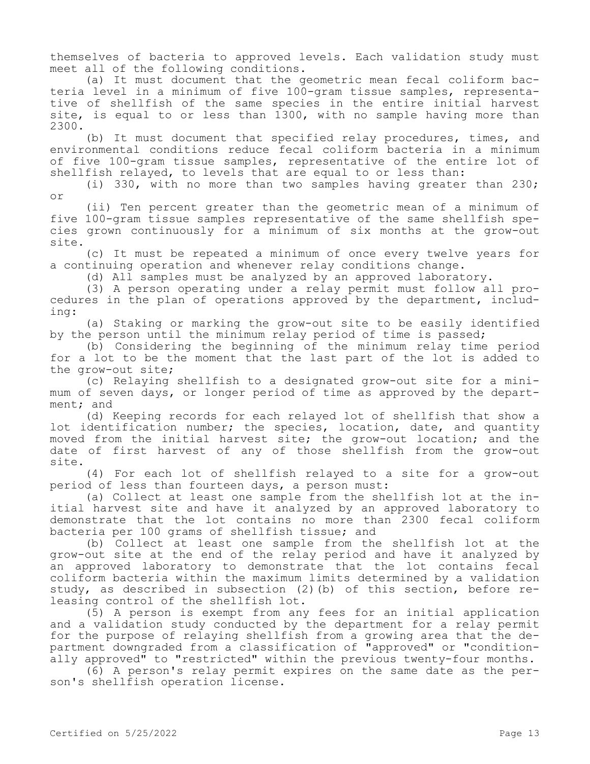themselves of bacteria to approved levels. Each validation study must meet all of the following conditions.

(a) It must document that the geometric mean fecal coliform bacteria level in a minimum of five 100-gram tissue samples, representative of shellfish of the same species in the entire initial harvest site, is equal to or less than 1300, with no sample having more than 2300.

(b) It must document that specified relay procedures, times, and environmental conditions reduce fecal coliform bacteria in a minimum of five 100-gram tissue samples, representative of the entire lot of shellfish relayed, to levels that are equal to or less than:

(i) 330, with no more than two samples having greater than 230; or

(ii) Ten percent greater than the geometric mean of a minimum of five 100-gram tissue samples representative of the same shellfish species grown continuously for a minimum of six months at the grow-out site.

(c) It must be repeated a minimum of once every twelve years for a continuing operation and whenever relay conditions change.

(d) All samples must be analyzed by an approved laboratory.

(3) A person operating under a relay permit must follow all procedures in the plan of operations approved by the department, including:

(a) Staking or marking the grow-out site to be easily identified by the person until the minimum relay period of time is passed;

(b) Considering the beginning of the minimum relay time period for a lot to be the moment that the last part of the lot is added to the grow-out site;

(c) Relaying shellfish to a designated grow-out site for a minimum of seven days, or longer period of time as approved by the department; and

(d) Keeping records for each relayed lot of shellfish that show a lot identification number; the species, location, date, and quantity moved from the initial harvest site; the grow-out location; and the date of first harvest of any of those shellfish from the grow-out site.

(4) For each lot of shellfish relayed to a site for a grow-out period of less than fourteen days, a person must:

(a) Collect at least one sample from the shellfish lot at the initial harvest site and have it analyzed by an approved laboratory to demonstrate that the lot contains no more than 2300 fecal coliform bacteria per 100 grams of shellfish tissue; and

(b) Collect at least one sample from the shellfish lot at the grow-out site at the end of the relay period and have it analyzed by an approved laboratory to demonstrate that the lot contains fecal coliform bacteria within the maximum limits determined by a validation study, as described in subsection (2)(b) of this section, before releasing control of the shellfish lot.

(5) A person is exempt from any fees for an initial application and a validation study conducted by the department for a relay permit for the purpose of relaying shellfish from a growing area that the department downgraded from a classification of "approved" or "conditionally approved" to "restricted" within the previous twenty-four months.

(6) A person's relay permit expires on the same date as the person's shellfish operation license.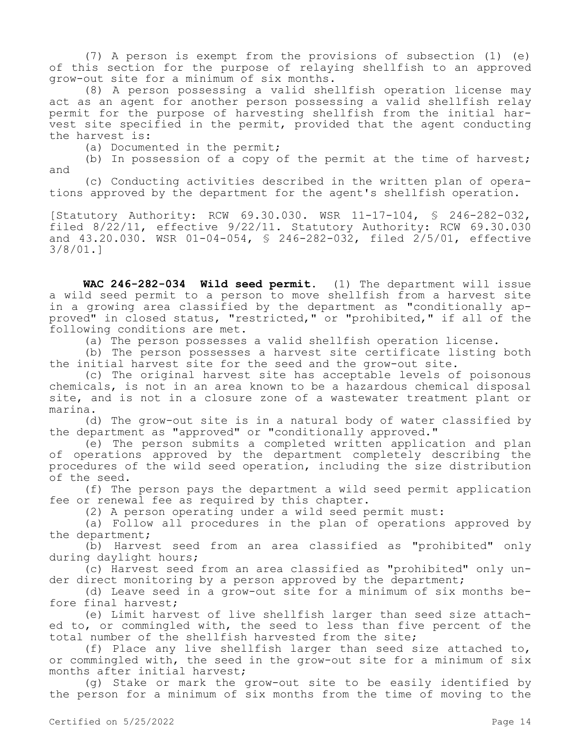(7) A person is exempt from the provisions of subsection (1) (e) of this section for the purpose of relaying shellfish to an approved grow-out site for a minimum of six months.

(8) A person possessing a valid shellfish operation license may act as an agent for another person possessing a valid shellfish relay permit for the purpose of harvesting shellfish from the initial harvest site specified in the permit, provided that the agent conducting the harvest is:

(a) Documented in the permit;

(b) In possession of a copy of the permit at the time of harvest; and

(c) Conducting activities described in the written plan of operations approved by the department for the agent's shellfish operation.

[Statutory Authority: RCW 69.30.030. WSR 11-17-104, § 246-282-032, filed 8/22/11, effective 9/22/11. Statutory Authority: RCW 69.30.030 and 43.20.030. WSR 01-04-054, § 246-282-032, filed 2/5/01, effective 3/8/01.]

**WAC 246-282-034 Wild seed permit.** (1) The department will issue a wild seed permit to a person to move shellfish from a harvest site in a growing area classified by the department as "conditionally approved" in closed status, "restricted," or "prohibited," if all of the following conditions are met.

(a) The person possesses a valid shellfish operation license.

(b) The person possesses a harvest site certificate listing both the initial harvest site for the seed and the grow-out site.

(c) The original harvest site has acceptable levels of poisonous chemicals, is not in an area known to be a hazardous chemical disposal site, and is not in a closure zone of a wastewater treatment plant or marina.

(d) The grow-out site is in a natural body of water classified by the department as "approved" or "conditionally approved."

(e) The person submits a completed written application and plan of operations approved by the department completely describing the procedures of the wild seed operation, including the size distribution of the seed.

(f) The person pays the department a wild seed permit application fee or renewal fee as required by this chapter.

(2) A person operating under a wild seed permit must:

(a) Follow all procedures in the plan of operations approved by the department;

(b) Harvest seed from an area classified as "prohibited" only during daylight hours;

(c) Harvest seed from an area classified as "prohibited" only under direct monitoring by a person approved by the department;

(d) Leave seed in a grow-out site for a minimum of six months before final harvest;

(e) Limit harvest of live shellfish larger than seed size attached to, or commingled with, the seed to less than five percent of the total number of the shellfish harvested from the site;

(f) Place any live shellfish larger than seed size attached to, or commingled with, the seed in the grow-out site for a minimum of six months after initial harvest;

(g) Stake or mark the grow-out site to be easily identified by the person for a minimum of six months from the time of moving to the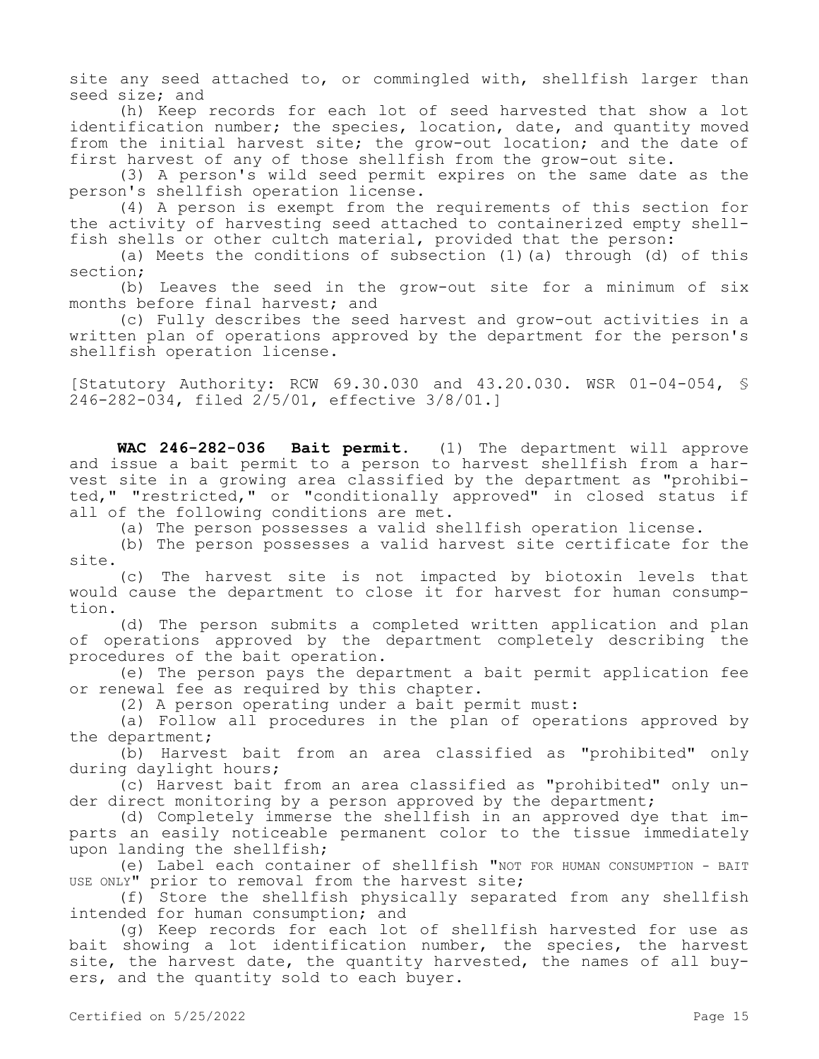site any seed attached to, or commingled with, shellfish larger than seed size; and

(h) Keep records for each lot of seed harvested that show a lot identification number; the species, location, date, and quantity moved from the initial harvest site; the grow-out location; and the date of first harvest of any of those shellfish from the grow-out site.

(3) A person's wild seed permit expires on the same date as the person's shellfish operation license.

(4) A person is exempt from the requirements of this section for the activity of harvesting seed attached to containerized empty shellfish shells or other cultch material, provided that the person:

(a) Meets the conditions of subsection (1)(a) through (d) of this section;

(b) Leaves the seed in the grow-out site for a minimum of six months before final harvest; and

(c) Fully describes the seed harvest and grow-out activities in a written plan of operations approved by the department for the person's shellfish operation license.

[Statutory Authority: RCW 69.30.030 and 43.20.030. WSR 01-04-054, § 246-282-034, filed 2/5/01, effective 3/8/01.]

**WAC 246-282-036 Bait permit.** (1) The department will approve and issue a bait permit to a person to harvest shellfish from a harvest site in a growing area classified by the department as "prohibited," "restricted," or "conditionally approved" in closed status if all of the following conditions are met.

(a) The person possesses a valid shellfish operation license.

(b) The person possesses a valid harvest site certificate for the site.

(c) The harvest site is not impacted by biotoxin levels that would cause the department to close it for harvest for human consumption.

(d) The person submits a completed written application and plan of operations approved by the department completely describing the procedures of the bait operation.

(e) The person pays the department a bait permit application fee or renewal fee as required by this chapter.

(2) A person operating under a bait permit must:

(a) Follow all procedures in the plan of operations approved by the department;

(b) Harvest bait from an area classified as "prohibited" only during daylight hours;

(c) Harvest bait from an area classified as "prohibited" only under direct monitoring by a person approved by the department;

(d) Completely immerse the shellfish in an approved dye that imparts an easily noticeable permanent color to the tissue immediately upon landing the shellfish;

(e) Label each container of shellfish "NOT FOR HUMAN CONSUMPTION - BAIT USE ONLY" prior to removal from the harvest site;

(f) Store the shellfish physically separated from any shellfish intended for human consumption; and

(g) Keep records for each lot of shellfish harvested for use as bait showing a lot identification number, the species, the harvest site, the harvest date, the quantity harvested, the names of all buyers, and the quantity sold to each buyer.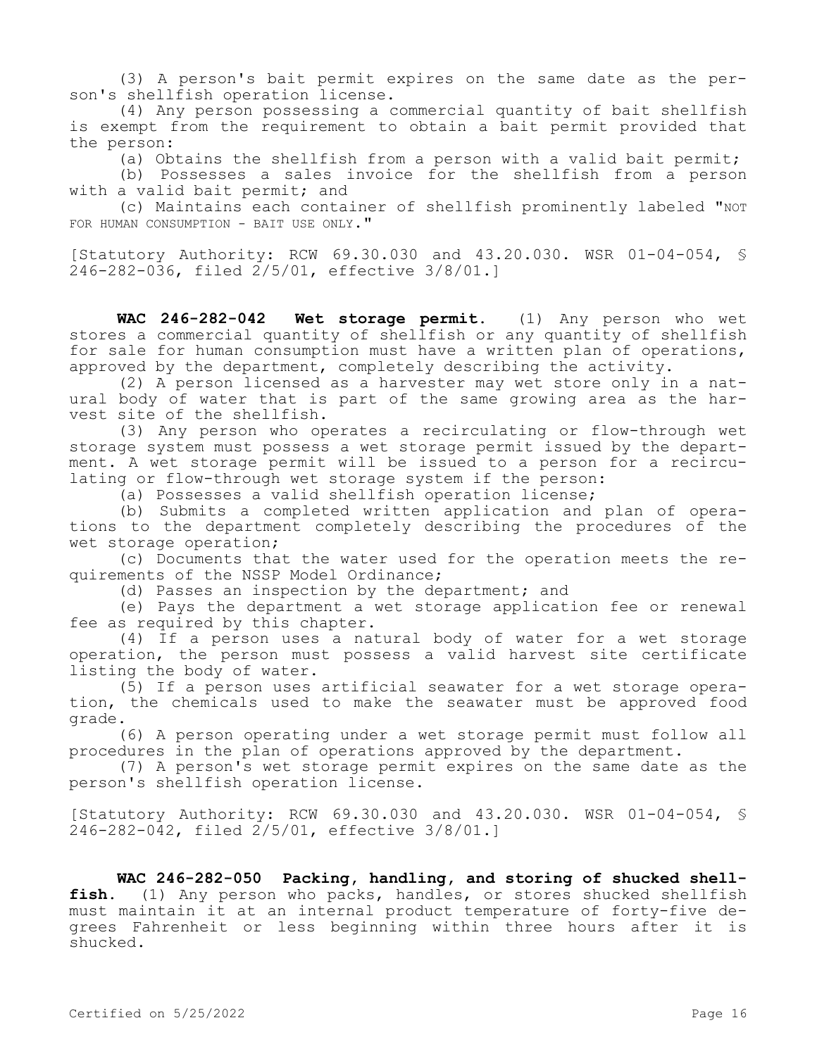(3) A person's bait permit expires on the same date as the person's shellfish operation license.

(4) Any person possessing a commercial quantity of bait shellfish is exempt from the requirement to obtain a bait permit provided that the person:

(a) Obtains the shellfish from a person with a valid bait permit;

(b) Possesses a sales invoice for the shellfish from a person with a valid bait permit; and

(c) Maintains each container of shellfish prominently labeled "NOT FOR HUMAN CONSUMPTION - BAIT USE ONLY."

[Statutory Authority: RCW 69.30.030 and 43.20.030. WSR 01-04-054, § 246-282-036, filed 2/5/01, effective 3/8/01.]

**WAC 246-282-042 Wet storage permit.** (1) Any person who wet stores a commercial quantity of shellfish or any quantity of shellfish for sale for human consumption must have a written plan of operations, approved by the department, completely describing the activity.

(2) A person licensed as a harvester may wet store only in a natural body of water that is part of the same growing area as the harvest site of the shellfish.

(3) Any person who operates a recirculating or flow-through wet storage system must possess a wet storage permit issued by the department. A wet storage permit will be issued to a person for a recirculating or flow-through wet storage system if the person:

(a) Possesses a valid shellfish operation license;

(b) Submits a completed written application and plan of operations to the department completely describing the procedures of the wet storage operation;

(c) Documents that the water used for the operation meets the requirements of the NSSP Model Ordinance;

(d) Passes an inspection by the department; and

(e) Pays the department a wet storage application fee or renewal fee as required by this chapter.

(4) If a person uses a natural body of water for a wet storage operation, the person must possess a valid harvest site certificate listing the body of water.

(5) If a person uses artificial seawater for a wet storage operation, the chemicals used to make the seawater must be approved food grade.

(6) A person operating under a wet storage permit must follow all procedures in the plan of operations approved by the department.

(7) A person's wet storage permit expires on the same date as the person's shellfish operation license.

[Statutory Authority: RCW 69.30.030 and 43.20.030. WSR 01-04-054, § 246-282-042, filed 2/5/01, effective 3/8/01.]

**WAC 246-282-050 Packing, handling, and storing of shucked shellfish.** (1) Any person who packs, handles, or stores shucked shellfish must maintain it at an internal product temperature of forty-five degrees Fahrenheit or less beginning within three hours after it is shucked.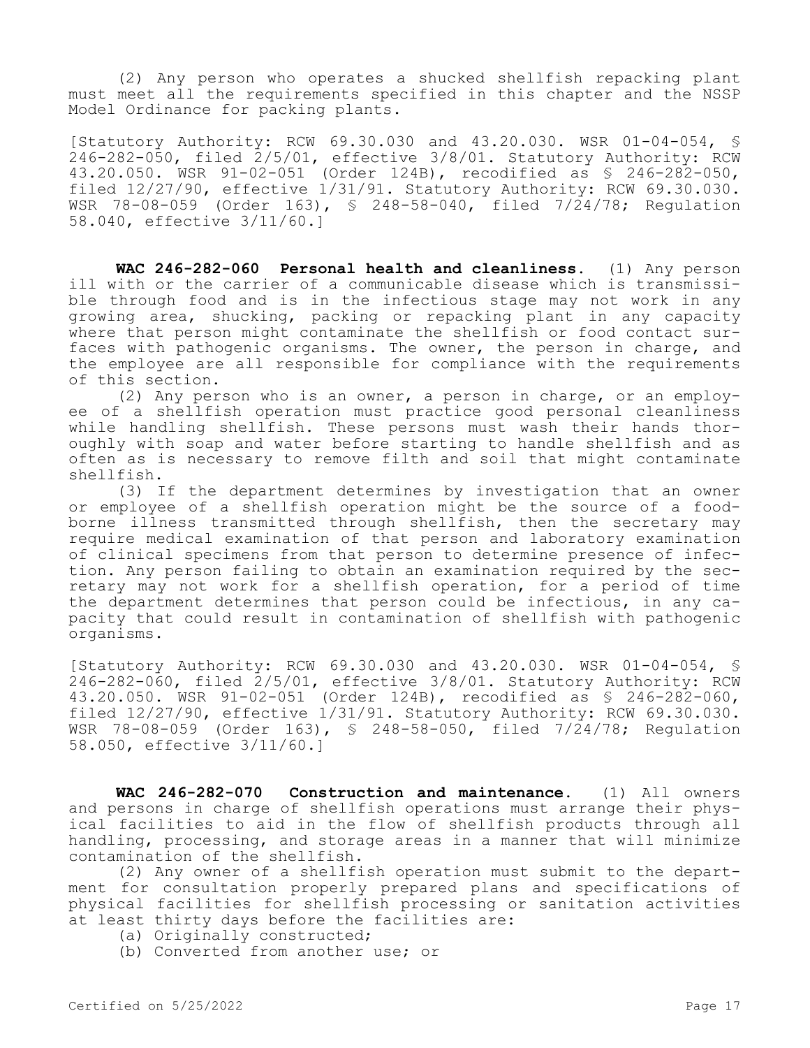(2) Any person who operates a shucked shellfish repacking plant must meet all the requirements specified in this chapter and the NSSP Model Ordinance for packing plants.

[Statutory Authority: RCW 69.30.030 and 43.20.030. WSR 01-04-054, § 246-282-050, filed 2/5/01, effective 3/8/01. Statutory Authority: RCW 43.20.050. WSR 91-02-051 (Order 124B), recodified as § 246-282-050, filed 12/27/90, effective 1/31/91. Statutory Authority: RCW 69.30.030. WSR 78-08-059 (Order 163), § 248-58-040, filed 7/24/78; Regulation 58.040, effective 3/11/60.]

**WAC 246-282-060 Personal health and cleanliness.** (1) Any person ill with or the carrier of a communicable disease which is transmissible through food and is in the infectious stage may not work in any growing area, shucking, packing or repacking plant in any capacity where that person might contaminate the shellfish or food contact surfaces with pathogenic organisms. The owner, the person in charge, and the employee are all responsible for compliance with the requirements of this section.

(2) Any person who is an owner, a person in charge, or an employee of a shellfish operation must practice good personal cleanliness while handling shellfish. These persons must wash their hands thoroughly with soap and water before starting to handle shellfish and as often as is necessary to remove filth and soil that might contaminate shellfish.

(3) If the department determines by investigation that an owner or employee of a shellfish operation might be the source of a foodborne illness transmitted through shellfish, then the secretary may require medical examination of that person and laboratory examination of clinical specimens from that person to determine presence of infection. Any person failing to obtain an examination required by the secretary may not work for a shellfish operation, for a period of time the department determines that person could be infectious, in any capacity that could result in contamination of shellfish with pathogenic organisms.

[Statutory Authority: RCW 69.30.030 and 43.20.030. WSR 01-04-054, § 246-282-060, filed 2/5/01, effective 3/8/01. Statutory Authority: RCW 43.20.050. WSR 91-02-051 (Order 124B), recodified as § 246-282-060, filed 12/27/90, effective 1/31/91. Statutory Authority: RCW 69.30.030. WSR 78-08-059 (Order 163), § 248-58-050, filed 7/24/78; Regulation 58.050, effective 3/11/60.]

**WAC 246-282-070 Construction and maintenance.** (1) All owners and persons in charge of shellfish operations must arrange their physical facilities to aid in the flow of shellfish products through all handling, processing, and storage areas in a manner that will minimize contamination of the shellfish.

(2) Any owner of a shellfish operation must submit to the department for consultation properly prepared plans and specifications of physical facilities for shellfish processing or sanitation activities at least thirty days before the facilities are:

(a) Originally constructed;

(b) Converted from another use; or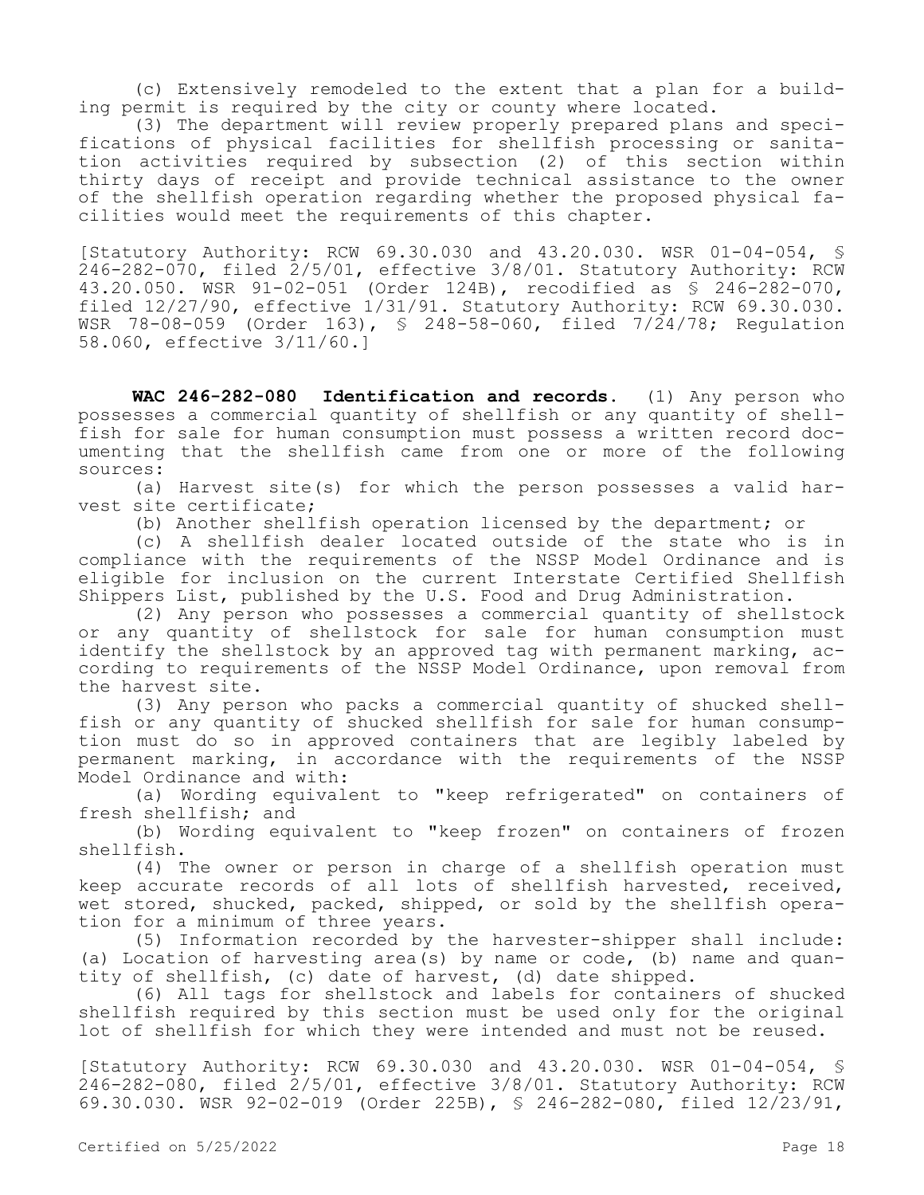(c) Extensively remodeled to the extent that a plan for a building permit is required by the city or county where located.

(3) The department will review properly prepared plans and specifications of physical facilities for shellfish processing or sanitation activities required by subsection (2) of this section within thirty days of receipt and provide technical assistance to the owner of the shellfish operation regarding whether the proposed physical facilities would meet the requirements of this chapter.

[Statutory Authority: RCW 69.30.030 and 43.20.030. WSR 01-04-054, § 246-282-070, filed 2/5/01, effective 3/8/01. Statutory Authority: RCW 43.20.050. WSR 91-02-051 (Order 124B), recodified as § 246-282-070, filed 12/27/90, effective 1/31/91. Statutory Authority: RCW 69.30.030. WSR 78-08-059 (Order 163), § 248-58-060, filed 7/24/78; Regulation 58.060, effective 3/11/60.]

**WAC 246-282-080 Identification and records.** (1) Any person who possesses a commercial quantity of shellfish or any quantity of shellfish for sale for human consumption must possess a written record documenting that the shellfish came from one or more of the following sources:

(a) Harvest site(s) for which the person possesses a valid harvest site certificate;

(b) Another shellfish operation licensed by the department; or

(c) A shellfish dealer located outside of the state who is in compliance with the requirements of the NSSP Model Ordinance and is eligible for inclusion on the current Interstate Certified Shellfish Shippers List, published by the U.S. Food and Drug Administration.

(2) Any person who possesses a commercial quantity of shellstock or any quantity of shellstock for sale for human consumption must identify the shellstock by an approved tag with permanent marking, according to requirements of the NSSP Model Ordinance, upon removal from the harvest site.

(3) Any person who packs a commercial quantity of shucked shellfish or any quantity of shucked shellfish for sale for human consumption must do so in approved containers that are legibly labeled by permanent marking, in accordance with the requirements of the NSSP Model Ordinance and with:

(a) Wording equivalent to "keep refrigerated" on containers of fresh shellfish; and

(b) Wording equivalent to "keep frozen" on containers of frozen shellfish.

(4) The owner or person in charge of a shellfish operation must keep accurate records of all lots of shellfish harvested, received, wet stored, shucked, packed, shipped, or sold by the shellfish operation for a minimum of three years.

(5) Information recorded by the harvester-shipper shall include: (a) Location of harvesting area(s) by name or code, (b) name and quantity of shellfish, (c) date of harvest, (d) date shipped.

(6) All tags for shellstock and labels for containers of shucked shellfish required by this section must be used only for the original lot of shellfish for which they were intended and must not be reused.

[Statutory Authority: RCW 69.30.030 and 43.20.030. WSR 01-04-054, § 246-282-080, filed 2/5/01, effective 3/8/01. Statutory Authority: RCW 69.30.030. WSR 92-02-019 (Order 225B), § 246-282-080, filed 12/23/91,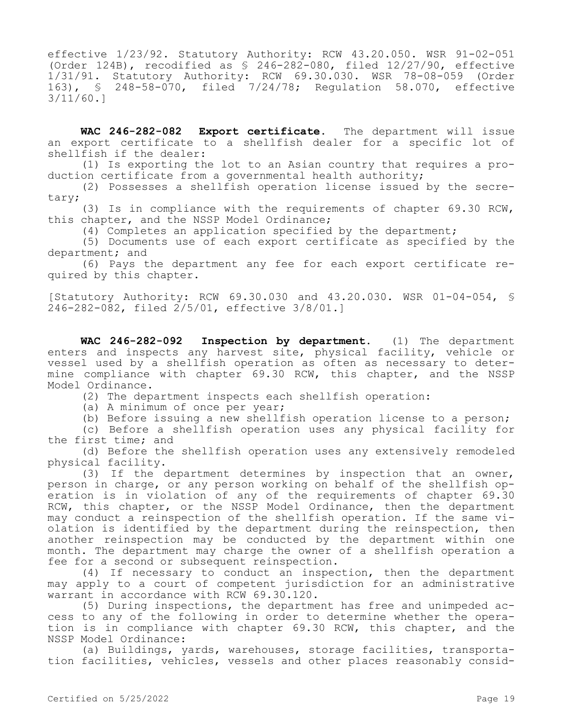effective 1/23/92. Statutory Authority: RCW 43.20.050. WSR 91-02-051 (Order 124B), recodified as § 246-282-080, filed 12/27/90, effective 1/31/91. Statutory Authority: RCW 69.30.030. WSR 78-08-059 (Order 163), § 248-58-070, filed 7/24/78; Regulation 58.070, effective 3/11/60.]

**WAC 246-282-082 Export certificate.** The department will issue an export certificate to a shellfish dealer for a specific lot of shellfish if the dealer:

(1) Is exporting the lot to an Asian country that requires a production certificate from a governmental health authority;

(2) Possesses a shellfish operation license issued by the secretary;

(3) Is in compliance with the requirements of chapter 69.30 RCW, this chapter, and the NSSP Model Ordinance;

(4) Completes an application specified by the department;

(5) Documents use of each export certificate as specified by the department; and

(6) Pays the department any fee for each export certificate required by this chapter.

[Statutory Authority: RCW 69.30.030 and 43.20.030. WSR 01-04-054, § 246-282-082, filed 2/5/01, effective 3/8/01.]

**WAC 246-282-092 Inspection by department.** (1) The department enters and inspects any harvest site, physical facility, vehicle or vessel used by a shellfish operation as often as necessary to determine compliance with chapter 69.30 RCW, this chapter, and the NSSP Model Ordinance.

(2) The department inspects each shellfish operation:

(a) A minimum of once per year;

(b) Before issuing a new shellfish operation license to a person;

(c) Before a shellfish operation uses any physical facility for the first time; and

(d) Before the shellfish operation uses any extensively remodeled physical facility.

(3) If the department determines by inspection that an owner, person in charge, or any person working on behalf of the shellfish operation is in violation of any of the requirements of chapter 69.30 RCW, this chapter, or the NSSP Model Ordinance, then the department may conduct a reinspection of the shellfish operation. If the same violation is identified by the department during the reinspection, then another reinspection may be conducted by the department within one month. The department may charge the owner of a shellfish operation a fee for a second or subsequent reinspection.

(4) If necessary to conduct an inspection, then the department may apply to a court of competent jurisdiction for an administrative warrant in accordance with RCW 69.30.120.

(5) During inspections, the department has free and unimpeded access to any of the following in order to determine whether the operation is in compliance with chapter 69.30 RCW, this chapter, and the NSSP Model Ordinance:

(a) Buildings, yards, warehouses, storage facilities, transportation facilities, vehicles, vessels and other places reasonably consid-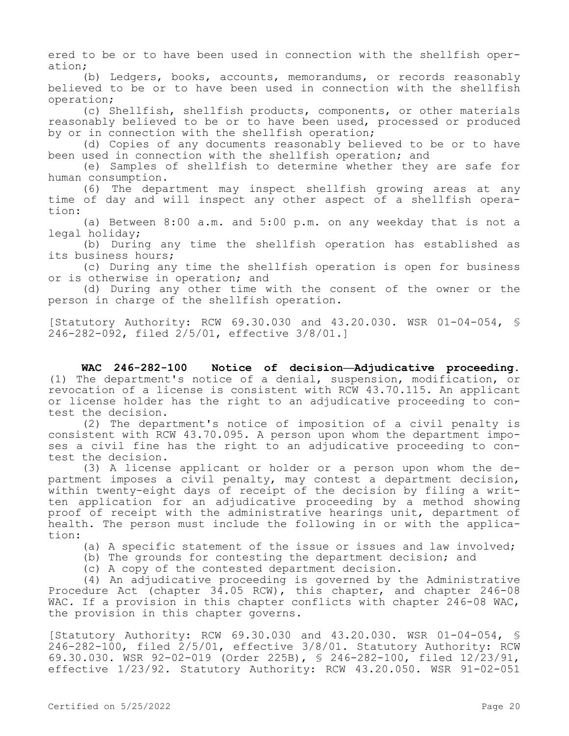ered to be or to have been used in connection with the shellfish operation;

(b) Ledgers, books, accounts, memorandums, or records reasonably believed to be or to have been used in connection with the shellfish operation;

(c) Shellfish, shellfish products, components, or other materials reasonably believed to be or to have been used, processed or produced by or in connection with the shellfish operation;

(d) Copies of any documents reasonably believed to be or to have been used in connection with the shellfish operation; and

(e) Samples of shellfish to determine whether they are safe for human consumption.

(6) The department may inspect shellfish growing areas at any time of day and will inspect any other aspect of a shellfish operation:

(a) Between 8:00 a.m. and 5:00 p.m. on any weekday that is not a legal holiday;

(b) During any time the shellfish operation has established as its business hours;

(c) During any time the shellfish operation is open for business or is otherwise in operation; and

(d) During any other time with the consent of the owner or the person in charge of the shellfish operation.

[Statutory Authority: RCW 69.30.030 and 43.20.030. WSR 01-04-054, § 246-282-092, filed 2/5/01, effective 3/8/01.]

**WAC 246-282-100 Notice of decision—Adjudicative proceeding.** (1) The department's notice of a denial, suspension, modification, or revocation of a license is consistent with RCW 43.70.115. An applicant or license holder has the right to an adjudicative proceeding to contest the decision.

(2) The department's notice of imposition of a civil penalty is consistent with RCW 43.70.095. A person upon whom the department imposes a civil fine has the right to an adjudicative proceeding to contest the decision.

(3) A license applicant or holder or a person upon whom the department imposes a civil penalty, may contest a department decision, within twenty-eight days of receipt of the decision by filing a written application for an adjudicative proceeding by a method showing proof of receipt with the administrative hearings unit, department of health. The person must include the following in or with the application:

(a) A specific statement of the issue or issues and law involved;

(b) The grounds for contesting the department decision; and

(c) A copy of the contested department decision.

(4) An adjudicative proceeding is governed by the Administrative Procedure Act (chapter 34.05 RCW), this chapter, and chapter 246-08 WAC. If a provision in this chapter conflicts with chapter 246-08 WAC, the provision in this chapter governs.

[Statutory Authority: RCW 69.30.030 and 43.20.030. WSR 01-04-054, § 246-282-100, filed 2/5/01, effective 3/8/01. Statutory Authority: RCW 69.30.030. WSR 92-02-019 (Order 225B), § 246-282-100, filed 12/23/91, effective 1/23/92. Statutory Authority: RCW 43.20.050. WSR 91-02-051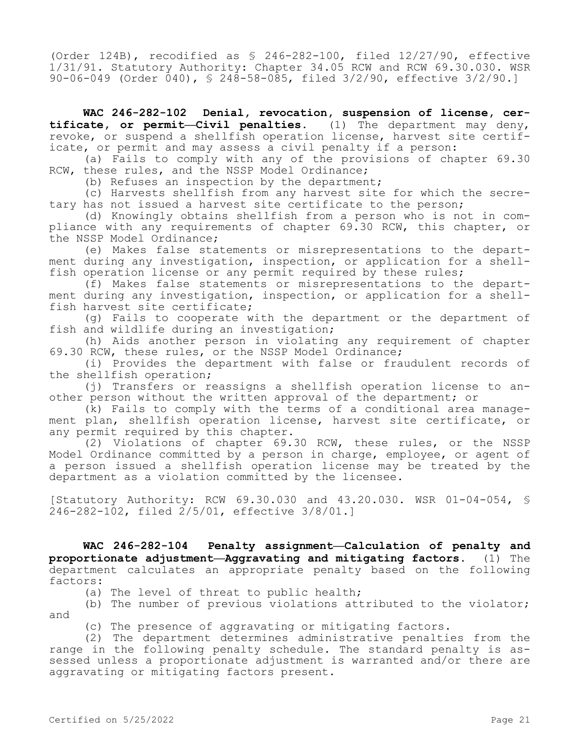(Order 124B), recodified as § 246-282-100, filed 12/27/90, effective 1/31/91. Statutory Authority: Chapter 34.05 RCW and RCW 69.30.030. WSR 90-06-049 (Order 040), § 248-58-085, filed 3/2/90, effective 3/2/90.]

**WAC 246-282-102 Denial, revocation, suspension of license, certificate, or permit—Civil penalties.** (1) The department may deny, revoke, or suspend a shellfish operation license, harvest site certificate, or permit and may assess a civil penalty if a person:

(a) Fails to comply with any of the provisions of chapter 69.30 RCW, these rules, and the NSSP Model Ordinance;

(b) Refuses an inspection by the department;

(c) Harvests shellfish from any harvest site for which the secretary has not issued a harvest site certificate to the person;

(d) Knowingly obtains shellfish from a person who is not in compliance with any requirements of chapter 69.30 RCW, this chapter, or the NSSP Model Ordinance;

(e) Makes false statements or misrepresentations to the department during any investigation, inspection, or application for a shellfish operation license or any permit required by these rules;

(f) Makes false statements or misrepresentations to the department during any investigation, inspection, or application for a shellfish harvest site certificate;

(g) Fails to cooperate with the department or the department of fish and wildlife during an investigation;

(h) Aids another person in violating any requirement of chapter 69.30 RCW, these rules, or the NSSP Model Ordinance;

(i) Provides the department with false or fraudulent records of the shellfish operation;

(j) Transfers or reassigns a shellfish operation license to another person without the written approval of the department; or

(k) Fails to comply with the terms of a conditional area management plan, shellfish operation license, harvest site certificate, or any permit required by this chapter.

(2) Violations of chapter 69.30 RCW, these rules, or the NSSP Model Ordinance committed by a person in charge, employee, or agent of a person issued a shellfish operation license may be treated by the department as a violation committed by the licensee.

[Statutory Authority: RCW 69.30.030 and 43.20.030. WSR 01-04-054, § 246-282-102, filed 2/5/01, effective 3/8/01.]

**WAC 246-282-104 Penalty assignment—Calculation of penalty and proportionate adjustment—Aggravating and mitigating factors.** (1) The department calculates an appropriate penalty based on the following factors:

(a) The level of threat to public health;

(b) The number of previous violations attributed to the violator; and

(c) The presence of aggravating or mitigating factors.

(2) The department determines administrative penalties from the range in the following penalty schedule. The standard penalty is assessed unless a proportionate adjustment is warranted and/or there are aggravating or mitigating factors present.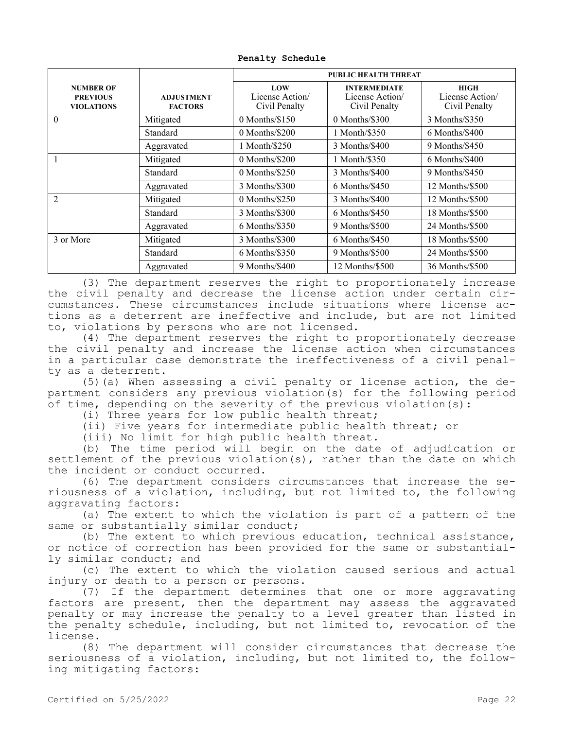**Penalty Schedule**

| NUMBER OF PREVIOUS VIOLATIONS | ADJUSTMENT FACTORS | PUBLIC HEALTH THREAT | | |
|---|---|---|---|---|
| | | LOW License Action/ Civil Penalty | INTERMEDIATE License Action/ Civil Penalty | HIGH License Action/ Civil Penalty |
| 0 | Mitigated | 0 Months/$150 | 0 Months/$300 | 3 Months/$350 |
| | Standard | 0 Months/$200 | 1 Month/$350 | 6 Months/$400 |
| | Aggravated | 1 Month/$250 | 3 Months/$400 | 9 Months/$450 |
| 1 | Mitigated | 0 Months/$200 | 1 Month/$350 | 6 Months/$400 |
| | Standard | 0 Months/$250 | 3 Months/$400 | 9 Months/$450 |
| | Aggravated | 3 Months/$300 | 6 Months/$450 | 12 Months/$500 |
| 2 | Mitigated | 0 Months/$250 | 3 Months/$400 | 12 Months/$500 |
| | Standard | 3 Months/$300 | 6 Months/$450 | 18 Months/$500 |
| | Aggravated | 6 Months/$350 | 9 Months/$500 | 24 Months/$500 |
| 3 or More | Mitigated | 3 Months/$300 | 6 Months/$450 | 18 Months/$500 |
| | Standard | 6 Months/$350 | 9 Months/$500 | 24 Months/$500 |
| | Aggravated | 9 Months/$400 | 12 Months/$500 | 36 Months/$500 |

(3) The department reserves the right to proportionately increase the civil penalty and decrease the license action under certain circumstances. These circumstances include situations where license actions as a deterrent are ineffective and include, but are not limited to, violations by persons who are not licensed.

(4) The department reserves the right to proportionately decrease the civil penalty and increase the license action when circumstances in a particular case demonstrate the ineffectiveness of a civil penalty as a deterrent.

(5)(a) When assessing a civil penalty or license action, the department considers any previous violation(s) for the following period of time, depending on the severity of the previous violation(s):

(i) Three years for low public health threat;

(ii) Five years for intermediate public health threat; or

(iii) No limit for high public health threat.

(b) The time period will begin on the date of adjudication or settlement of the previous violation(s), rather than the date on which the incident or conduct occurred.

(6) The department considers circumstances that increase the seriousness of a violation, including, but not limited to, the following aggravating factors:

(a) The extent to which the violation is part of a pattern of the same or substantially similar conduct;

(b) The extent to which previous education, technical assistance, or notice of correction has been provided for the same or substantially similar conduct; and

(c) The extent to which the violation caused serious and actual injury or death to a person or persons.

(7) If the department determines that one or more aggravating factors are present, then the department may assess the aggravated penalty or may increase the penalty to a level greater than listed in the penalty schedule, including, but not limited to, revocation of the license.

(8) The department will consider circumstances that decrease the seriousness of a violation, including, but not limited to, the following mitigating factors: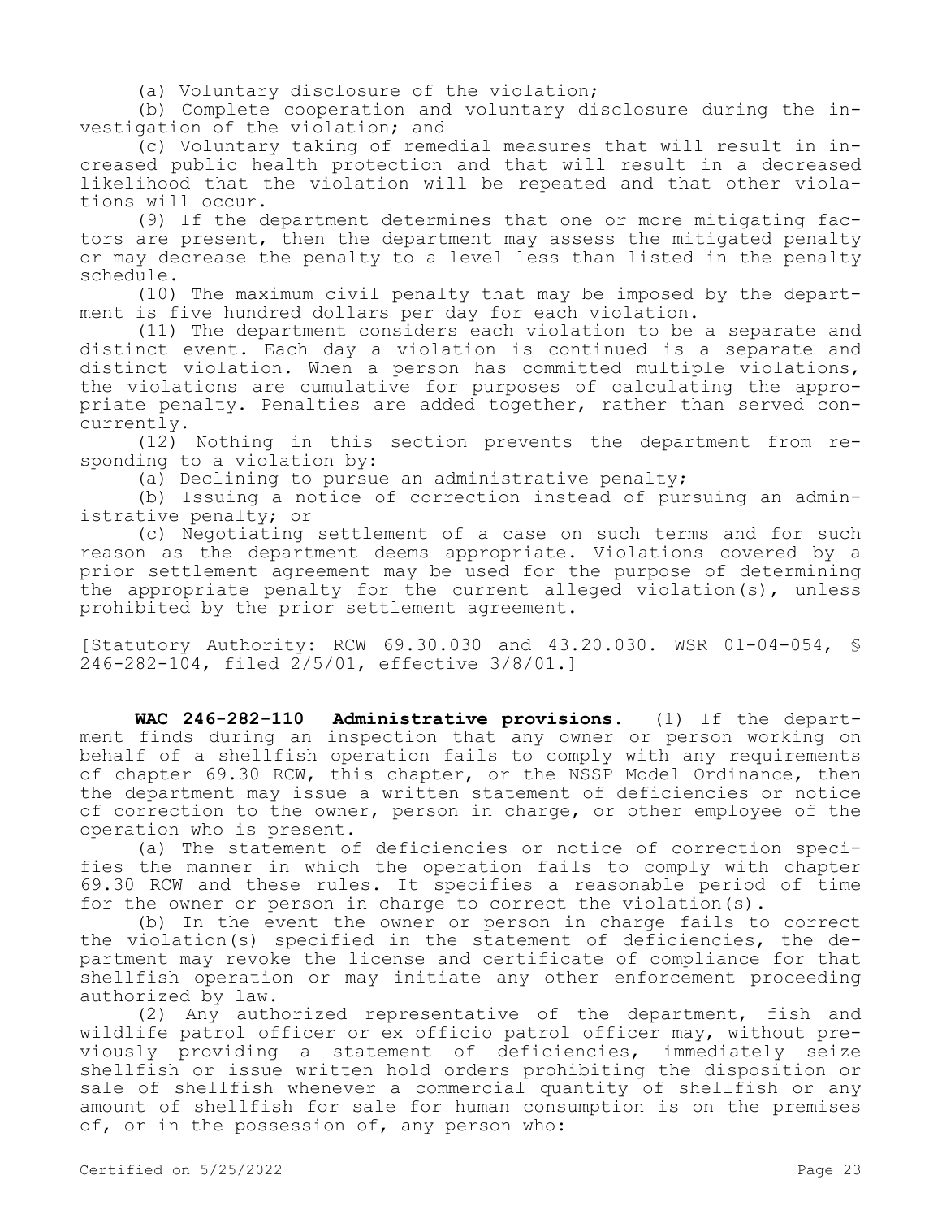(a) Voluntary disclosure of the violation;

(b) Complete cooperation and voluntary disclosure during the investigation of the violation; and

(c) Voluntary taking of remedial measures that will result in increased public health protection and that will result in a decreased likelihood that the violation will be repeated and that other violations will occur.

(9) If the department determines that one or more mitigating factors are present, then the department may assess the mitigated penalty or may decrease the penalty to a level less than listed in the penalty schedule.

(10) The maximum civil penalty that may be imposed by the department is five hundred dollars per day for each violation.

(11) The department considers each violation to be a separate and distinct event. Each day a violation is continued is a separate and distinct violation. When a person has committed multiple violations, the violations are cumulative for purposes of calculating the appropriate penalty. Penalties are added together, rather than served concurrently.

(12) Nothing in this section prevents the department from responding to a violation by:

(a) Declining to pursue an administrative penalty;

(b) Issuing a notice of correction instead of pursuing an administrative penalty; or

(c) Negotiating settlement of a case on such terms and for such reason as the department deems appropriate. Violations covered by a prior settlement agreement may be used for the purpose of determining the appropriate penalty for the current alleged violation(s), unless prohibited by the prior settlement agreement.

[Statutory Authority: RCW 69.30.030 and 43.20.030. WSR 01-04-054, § 246-282-104, filed 2/5/01, effective 3/8/01.]

**WAC 246-282-110 Administrative provisions.** (1) If the department finds during an inspection that any owner or person working on behalf of a shellfish operation fails to comply with any requirements of chapter 69.30 RCW, this chapter, or the NSSP Model Ordinance, then the department may issue a written statement of deficiencies or notice of correction to the owner, person in charge, or other employee of the operation who is present.

(a) The statement of deficiencies or notice of correction specifies the manner in which the operation fails to comply with chapter 69.30 RCW and these rules. It specifies a reasonable period of time for the owner or person in charge to correct the violation(s).

(b) In the event the owner or person in charge fails to correct the violation(s) specified in the statement of deficiencies, the department may revoke the license and certificate of compliance for that shellfish operation or may initiate any other enforcement proceeding authorized by law.

(2) Any authorized representative of the department, fish and wildlife patrol officer or ex officio patrol officer may, without previously providing a statement of deficiencies, immediately seize shellfish or issue written hold orders prohibiting the disposition or sale of shellfish whenever a commercial quantity of shellfish or any amount of shellfish for sale for human consumption is on the premises of, or in the possession of, any person who: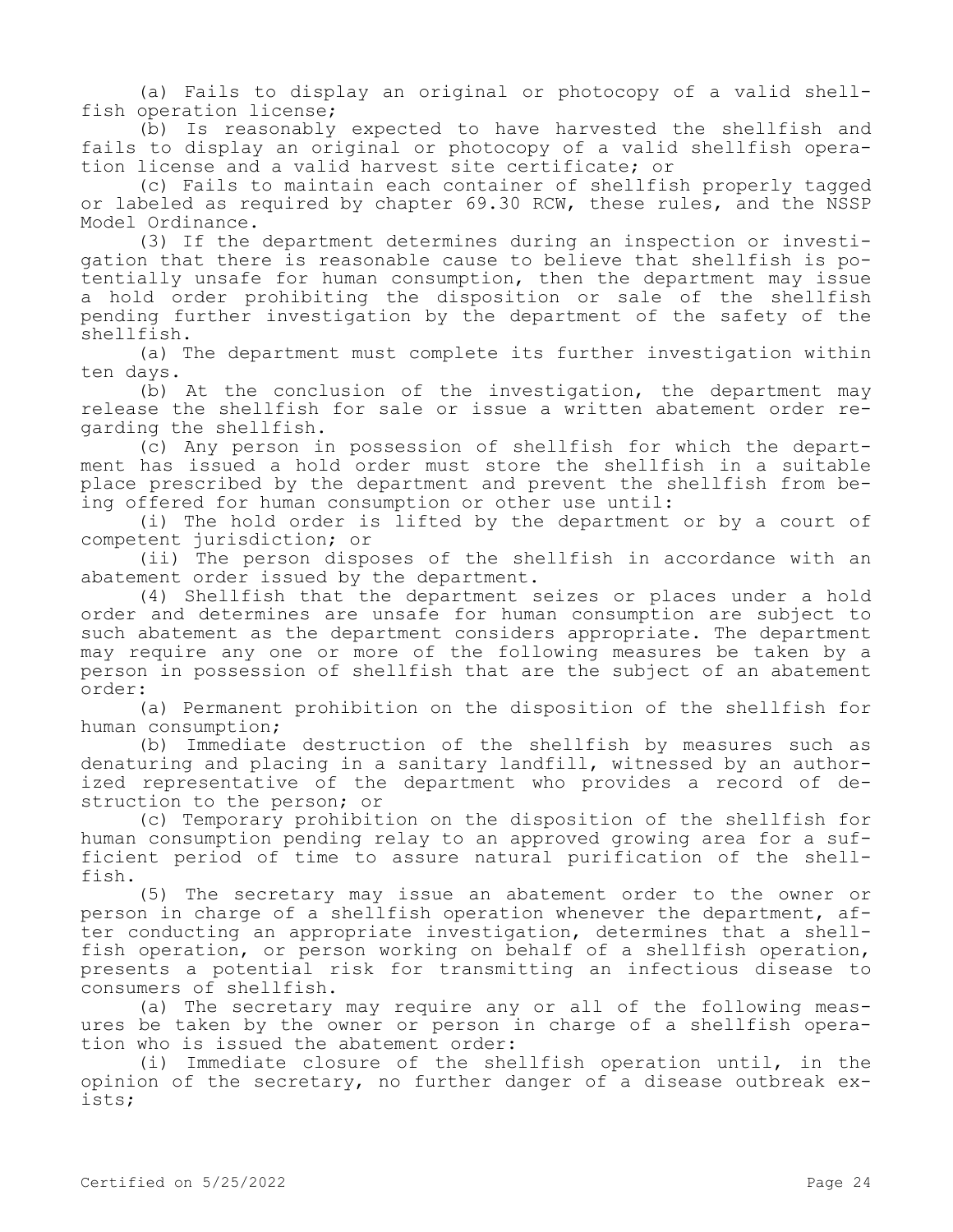(a) Fails to display an original or photocopy of a valid shellfish operation license;

(b) Is reasonably expected to have harvested the shellfish and fails to display an original or photocopy of a valid shellfish operation license and a valid harvest site certificate; or

(c) Fails to maintain each container of shellfish properly tagged or labeled as required by chapter 69.30 RCW, these rules, and the NSSP Model Ordinance.

(3) If the department determines during an inspection or investigation that there is reasonable cause to believe that shellfish is potentially unsafe for human consumption, then the department may issue a hold order prohibiting the disposition or sale of the shellfish pending further investigation by the department of the safety of the shellfish.

(a) The department must complete its further investigation within ten days.

(b) At the conclusion of the investigation, the department may release the shellfish for sale or issue a written abatement order regarding the shellfish.

(c) Any person in possession of shellfish for which the department has issued a hold order must store the shellfish in a suitable place prescribed by the department and prevent the shellfish from being offered for human consumption or other use until:

(i) The hold order is lifted by the department or by a court of competent jurisdiction; or

(ii) The person disposes of the shellfish in accordance with an abatement order issued by the department.

(4) Shellfish that the department seizes or places under a hold order and determines are unsafe for human consumption are subject to such abatement as the department considers appropriate. The department may require any one or more of the following measures be taken by a person in possession of shellfish that are the subject of an abatement order:

(a) Permanent prohibition on the disposition of the shellfish for human consumption;

(b) Immediate destruction of the shellfish by measures such as denaturing and placing in a sanitary landfill, witnessed by an authorized representative of the department who provides a record of destruction to the person; or

(c) Temporary prohibition on the disposition of the shellfish for human consumption pending relay to an approved growing area for a sufficient period of time to assure natural purification of the shellfish.

(5) The secretary may issue an abatement order to the owner or person in charge of a shellfish operation whenever the department, after conducting an appropriate investigation, determines that a shellfish operation, or person working on behalf of a shellfish operation, presents a potential risk for transmitting an infectious disease to consumers of shellfish.

(a) The secretary may require any or all of the following measures be taken by the owner or person in charge of a shellfish operation who is issued the abatement order:

(i) Immediate closure of the shellfish operation until, in the opinion of the secretary, no further danger of a disease outbreak exists;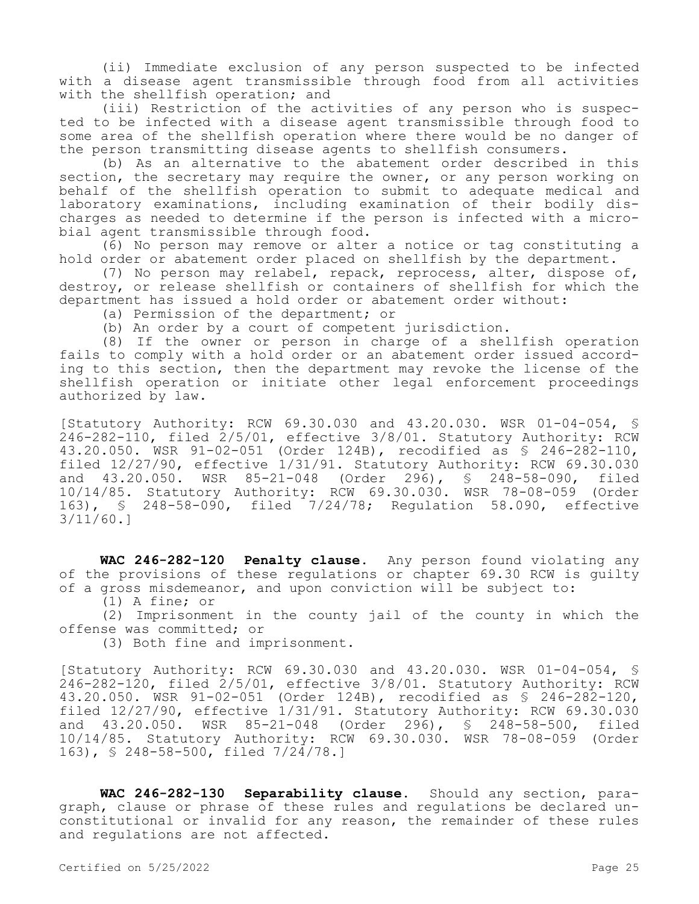(ii) Immediate exclusion of any person suspected to be infected with a disease agent transmissible through food from all activities with the shellfish operation; and

(iii) Restriction of the activities of any person who is suspected to be infected with a disease agent transmissible through food to some area of the shellfish operation where there would be no danger of the person transmitting disease agents to shellfish consumers.

(b) As an alternative to the abatement order described in this section, the secretary may require the owner, or any person working on behalf of the shellfish operation to submit to adequate medical and laboratory examinations, including examination of their bodily discharges as needed to determine if the person is infected with a microbial agent transmissible through food.

(6) No person may remove or alter a notice or tag constituting a hold order or abatement order placed on shellfish by the department.

(7) No person may relabel, repack, reprocess, alter, dispose of, destroy, or release shellfish or containers of shellfish for which the department has issued a hold order or abatement order without:

(a) Permission of the department; or

(b) An order by a court of competent jurisdiction.

(8) If the owner or person in charge of a shellfish operation fails to comply with a hold order or an abatement order issued according to this section, then the department may revoke the license of the shellfish operation or initiate other legal enforcement proceedings authorized by law.

[Statutory Authority: RCW 69.30.030 and 43.20.030. WSR 01-04-054, § 246-282-110, filed 2/5/01, effective 3/8/01. Statutory Authority: RCW 43.20.050. WSR 91-02-051 (Order 124B), recodified as § 246-282-110, filed 12/27/90, effective 1/31/91. Statutory Authority: RCW 69.30.030 and 43.20.050. WSR 85-21-048 (Order 296), § 248-58-090, filed 10/14/85. Statutory Authority: RCW 69.30.030. WSR 78-08-059 (Order 163), § 248-58-090, filed 7/24/78; Regulation 58.090, effective 3/11/60.]

**WAC 246-282-120 Penalty clause.** Any person found violating any of the provisions of these regulations or chapter 69.30 RCW is guilty of a gross misdemeanor, and upon conviction will be subject to:

(1) A fine; or

(2) Imprisonment in the county jail of the county in which the offense was committed; or

(3) Both fine and imprisonment.

[Statutory Authority: RCW 69.30.030 and 43.20.030. WSR 01-04-054, § 246-282-120, filed 2/5/01, effective 3/8/01. Statutory Authority: RCW 43.20.050. WSR 91-02-051 (Order 124B), recodified as § 246-282-120, filed 12/27/90, effective 1/31/91. Statutory Authority: RCW 69.30.030 and 43.20.050. WSR 85-21-048 (Order 296), § 248-58-500, filed 10/14/85. Statutory Authority: RCW 69.30.030. WSR 78-08-059 (Order 163), § 248-58-500, filed 7/24/78.]

**WAC 246-282-130 Separability clause.** Should any section, paragraph, clause or phrase of these rules and regulations be declared unconstitutional or invalid for any reason, the remainder of these rules and regulations are not affected.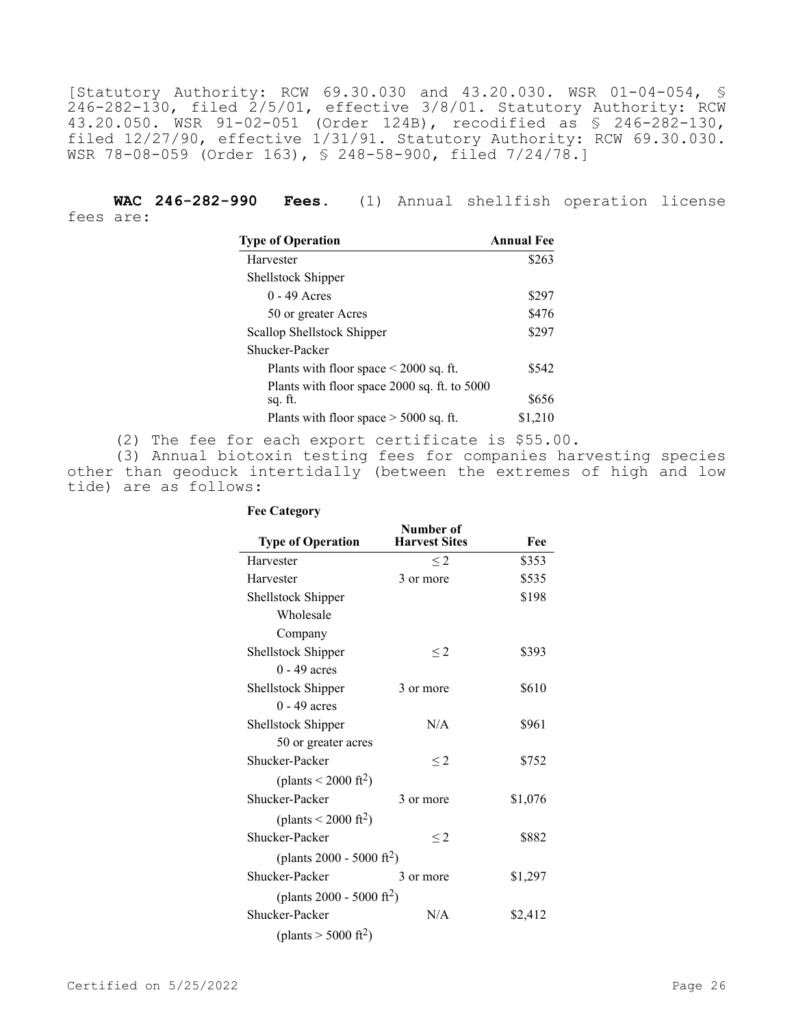[Statutory Authority: RCW 69.30.030 and 43.20.030. WSR 01-04-054, § 246-282-130, filed 2/5/01, effective 3/8/01. Statutory Authority: RCW 43.20.050. WSR 91-02-051 (Order 124B), recodified as § 246-282-130, filed 12/27/90, effective 1/31/91. Statutory Authority: RCW 69.30.030. WSR 78-08-059 (Order 163), § 248-58-900, filed 7/24/78.]

**WAC 246-282-990 Fees.** (1) Annual shellfish operation license fees are:

| Type of Operation | Annual Fee |
|---|---|
| Harvester | $263 |
| Shellstock Shipper | |
| 0 - 49 Acres | $297 |
| 50 or greater Acres | $476 |
| Scallop Shellstock Shipper | $297 |
| Shucker-Packer | |
| Plants with floor space < 2000 sq. ft. | $542 |
| Plants with floor space 2000 sq. ft. to 5000 sq. ft. | $656 |
| Plants with floor space > 5000 sq. ft. | $1,210 |

(2) The fee for each export certificate is $55.00.

(3) Annual biotoxin testing fees for companies harvesting species other than geoduck intertidally (between the extremes of high and low tide) are as follows:

**Fee Category**

| Type of Operation | Number of Harvest Sites | Fee |
|---|---|---|
| Harvester | ≤ 2 | $353 |
| Harvester | 3 or more | $535 |
| Shellstock Shipper Wholesale Company | | $198 |
| Shellstock Shipper 0 - 49 acres | ≤ 2 | $393 |
| Shellstock Shipper 0 - 49 acres | 3 or more | $610 |
| Shellstock Shipper 50 or greater acres | N/A | $961 |
| Shucker-Packer (plants < 2000 $ft^2$) | ≤ 2 | $752 |
| Shucker-Packer (plants < 2000 $ft^2$) | 3 or more | $1,076 |
| Shucker-Packer (plants 2000 - 5000 $ft^2$) | ≤ 2 | $882 |
| Shucker-Packer (plants 2000 - 5000 $ft^2$) | 3 or more | $1,297 |
| Shucker-Packer (plants > 5000 $ft^2$) | N/A | $2,412 |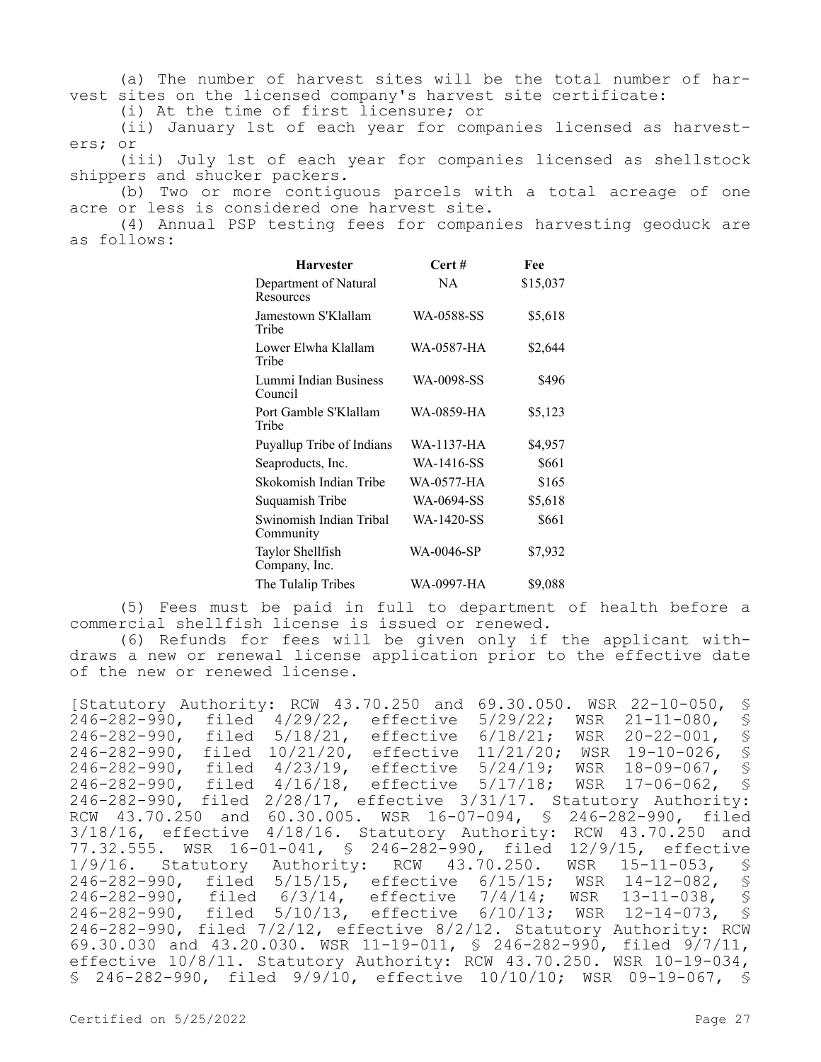(a) The number of harvest sites will be the total number of harvest sites on the licensed company's harvest site certificate:

(i) At the time of first licensure; or

(ii) January 1st of each year for companies licensed as harvesters; or

(iii) July 1st of each year for companies licensed as shellstock shippers and shucker packers.

(b) Two or more contiguous parcels with a total acreage of one acre or less is considered one harvest site.

(4) Annual PSP testing fees for companies harvesting geoduck are as follows:

| Harvester | Cert # | Fee |
|---|---|---|
| Department of Natural Resources | NA | $15,037 |
| Jamestown S'Klallam Tribe | WA-0588-SS | $5,618 |
| Lower Elwha Klallam Tribe | WA-0587-HA | $2,644 |
| Lummi Indian Business Council | WA-0098-SS | $496 |
| Port Gamble S'Klallam Tribe | WA-0859-HA | $5,123 |
| Puyallup Tribe of Indians | WA-1137-HA | $4,957 |
| Seaproducts, Inc. | WA-1416-SS | $661 |
| Skokomish Indian Tribe | WA-0577-HA | $165 |
| Suquamish Tribe | WA-0694-SS | $5,618 |
| Swinomish Indian Tribal Community | WA-1420-SS | $661 |
| Taylor Shellfish Company, Inc. | WA-0046-SP | $7,932 |
| The Tulalip Tribes | WA-0997-HA | $9,088 |

(5) Fees must be paid in full to department of health before a commercial shellfish license is issued or renewed.

(6) Refunds for fees will be given only if the applicant withdraws a new or renewal license application prior to the effective date of the new or renewed license.

[Statutory Authority: RCW 43.70.250 and 69.30.050. WSR 22-10-050, § 246-282-990, filed 4/29/22, effective 5/29/22; WSR 21-11-080, § 246-282-990, filed 5/18/21, effective 6/18/21; WSR 20-22-001, § 246-282-990, filed 10/21/20, effective 11/21/20; WSR 19-10-026, § 246-282-990, filed 4/23/19, effective 5/24/19; WSR 18-09-067, § 246-282-990, filed 4/16/18, effective 5/17/18; WSR 17-06-062, § 246-282-990, filed 2/28/17, effective 3/31/17. Statutory Authority: RCW 43.70.250 and 60.30.005. WSR 16-07-094, § 246-282-990, filed 3/18/16, effective 4/18/16. Statutory Authority: RCW 43.70.250 and 77.32.555. WSR 16-01-041, § 246-282-990, filed 12/9/15, effective 1/9/16. Statutory Authority: RCW 43.70.250. WSR 15-11-053, § 246-282-990, filed 5/15/15, effective 6/15/15; WSR 14-12-082, § 246-282-990, filed 6/3/14, effective 7/4/14; WSR 13-11-038, § 246-282-990, filed 5/10/13, effective 6/10/13; WSR 12-14-073, § 246-282-990, filed 7/2/12, effective 8/2/12. Statutory Authority: RCW 69.30.030 and 43.20.030. WSR 11-19-011, § 246-282-990, filed 9/7/11, effective 10/8/11. Statutory Authority: RCW 43.70.250. WSR 10-19-034, § 246-282-990, filed 9/9/10, effective 10/10/10; WSR 09-19-067, §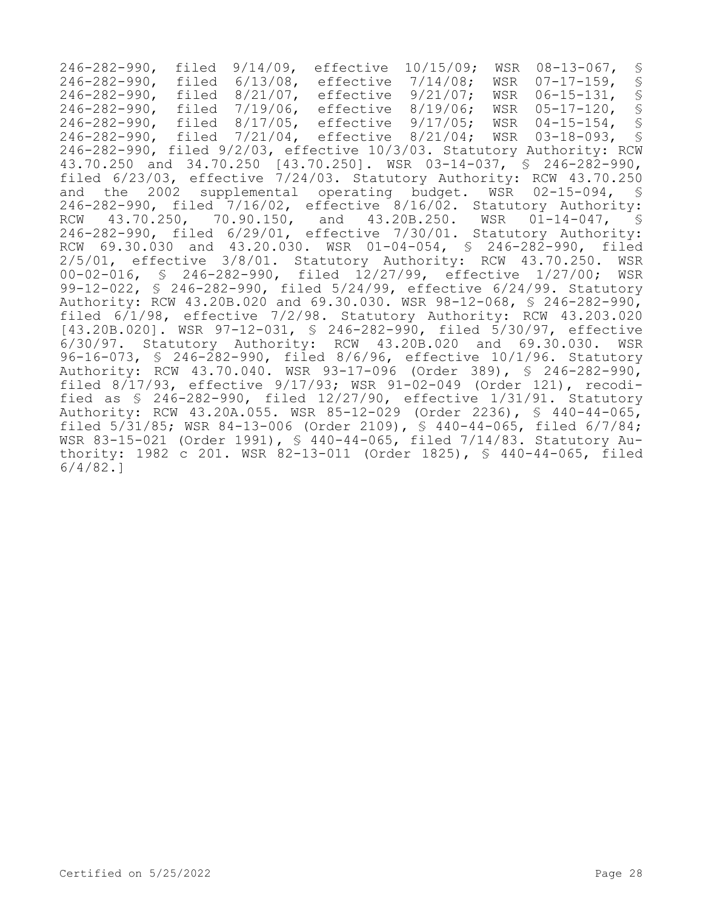246-282-990, filed 9/14/09, effective 10/15/09; WSR 08-13-067, § 246-282-990, filed 6/13/08, effective 7/14/08; WSR 07-17-159, § 246-282-990, filed 8/21/07, effective 9/21/07; WSR 06-15-131, § 246-282-990, filed 7/19/06, effective 8/19/06; WSR 05-17-120, § 246-282-990, filed 8/17/05, effective 9/17/05; WSR 04-15-154, § 246-282-990, filed 7/21/04, effective 8/21/04; WSR 03-18-093, § 246-282-990, filed 9/2/03, effective 10/3/03. Statutory Authority: RCW 43.70.250 and 34.70.250 [43.70.250]. WSR 03-14-037, § 246-282-990, filed 6/23/03, effective 7/24/03. Statutory Authority: RCW 43.70.250 and the 2002 supplemental operating budget. WSR 02-15-094, § 246-282-990, filed 7/16/02, effective 8/16/02. Statutory Authority: RCW 43.70.250, 70.90.150, and 43.20B.250. WSR 01-14-047, § 246-282-990, filed 6/29/01, effective 7/30/01. Statutory Authority: RCW 69.30.030 and 43.20.030. WSR 01-04-054, § 246-282-990, filed 2/5/01, effective 3/8/01. Statutory Authority: RCW 43.70.250. WSR 00-02-016, § 246-282-990, filed 12/27/99, effective 1/27/00; WSR 99-12-022, § 246-282-990, filed 5/24/99, effective 6/24/99. Statutory Authority: RCW 43.20B.020 and 69.30.030. WSR 98-12-068, § 246-282-990, filed 6/1/98, effective 7/2/98. Statutory Authority: RCW 43.203.020 [43.20B.020]. WSR 97-12-031, § 246-282-990, filed 5/30/97, effective 6/30/97. Statutory Authority: RCW 43.20B.020 and 69.30.030. WSR 96-16-073, § 246-282-990, filed 8/6/96, effective 10/1/96. Statutory Authority: RCW 43.70.040. WSR 93-17-096 (Order 389), § 246-282-990, filed 8/17/93, effective 9/17/93; WSR 91-02-049 (Order 121), recodified as § 246-282-990, filed 12/27/90, effective 1/31/91. Statutory Authority: RCW 43.20A.055. WSR 85-12-029 (Order 2236), § 440-44-065, filed 5/31/85; WSR 84-13-006 (Order 2109), § 440-44-065, filed 6/7/84; WSR 83-15-021 (Order 1991), § 440-44-065, filed 7/14/83. Statutory Authority: 1982 c 201. WSR 82-13-011 (Order 1825), § 440-44-065, filed 6/4/82.]